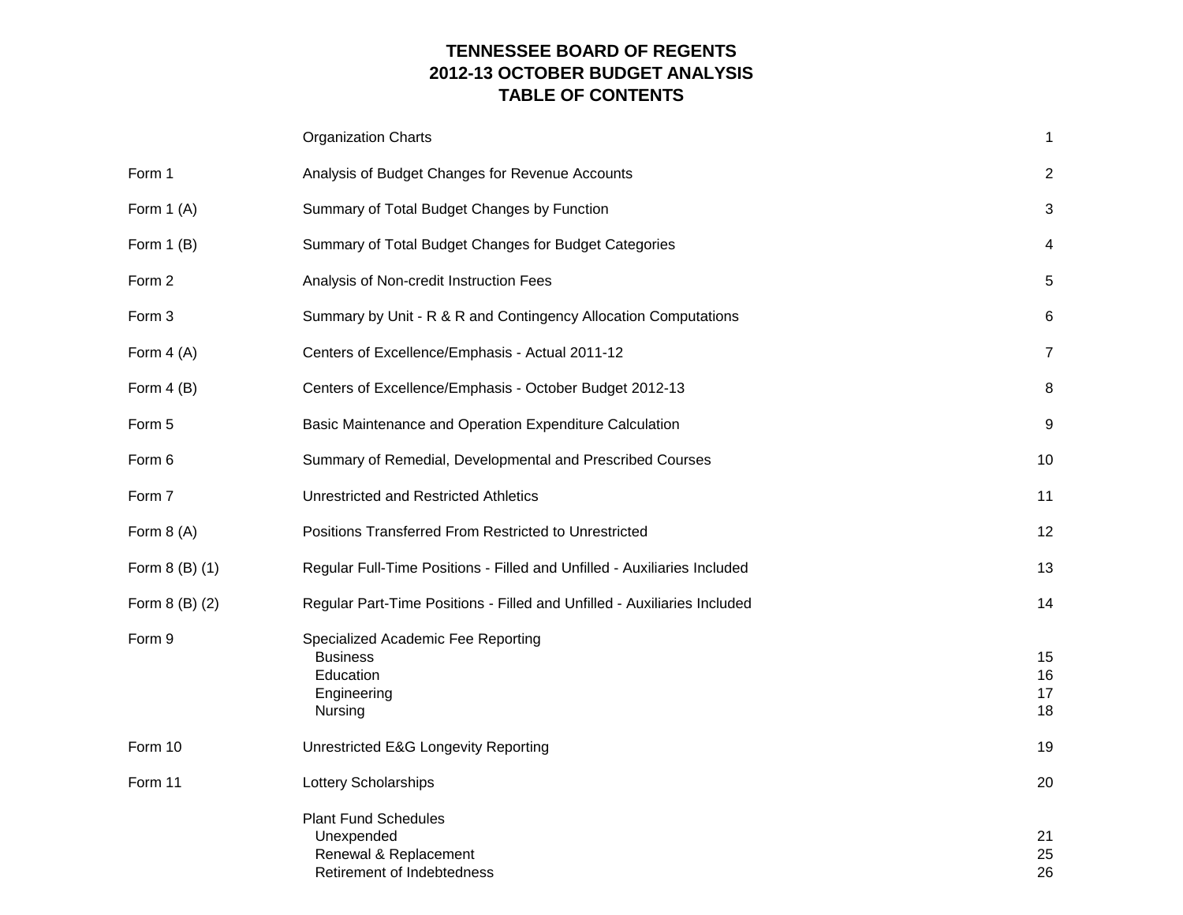# TENNESSEE BOARD OF REGENTS
## 2012-13 OCTOBER BUDGET ANALYSIS
## TABLE OF CONTENTS

| Form | Description | Page |
|---|---|---|
| | Organization Charts | 1 |
| Form 1 | Analysis of Budget Changes for Revenue Accounts | 2 |
| Form 1 (A) | Summary of Total Budget Changes by Function | 3 |
| Form 1 (B) | Summary of Total Budget Changes for Budget Categories | 4 |
| Form 2 | Analysis of Non-credit Instruction Fees | 5 |
| Form 3 | Summary by Unit - R & R and Contingency Allocation Computations | 6 |
| Form 4 (A) | Centers of Excellence/Emphasis - Actual 2011-12 | 7 |
| Form 4 (B) | Centers of Excellence/Emphasis - October Budget 2012-13 | 8 |
| Form 5 | Basic Maintenance and Operation Expenditure Calculation | 9 |
| Form 6 | Summary of Remedial, Developmental and Prescribed Courses | 10 |
| Form 7 | Unrestricted and Restricted Athletics | 11 |
| Form 8 (A) | Positions Transferred From Restricted to Unrestricted | 12 |
| Form 8 (B) (1) | Regular Full-Time Positions - Filled and Unfilled - Auxiliaries Included | 13 |
| Form 8 (B) (2) | Regular Part-Time Positions - Filled and Unfilled - Auxiliaries Included | 14 |
| Form 9 | Specialized Academic Fee Reporting | |
| | Business | 15 |
| | Education | 16 |
| | Engineering | 17 |
| | Nursing | 18 |
| Form 10 | Unrestricted E&G Longevity Reporting | 19 |
| Form 11 | Lottery Scholarships | 20 |
| | Plant Fund Schedules | |
| | Unexpended | 21 |
| | Renewal & Replacement | 25 |
| | Retirement of Indebtedness | 26 |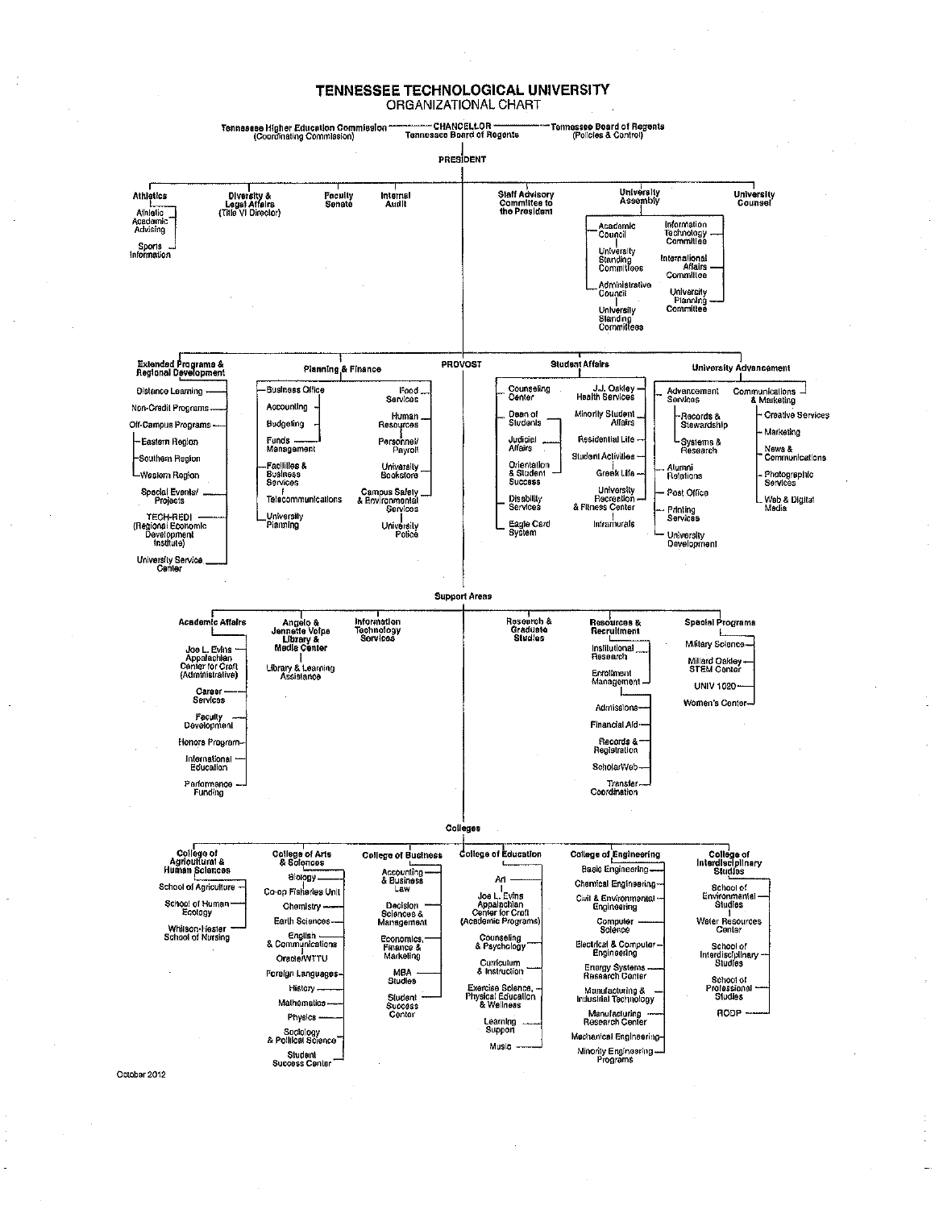# TENNESSEE TECHNOLOGICAL UNIVERSITY
## ORGANIZATIONAL CHART

Tennessee Higher Education Commission (Coordinating Commission) — CHANCELLOR, Tennessee Board of Regents — Tennessee Board of Regents (Policies & Control)

### PRESIDENT

- **Athletics**
  - Athletic Academic Advising
  - Sports Information
- **Diversity & Legal Affairs** (Title VI Director)
- **Faculty Senate**
- **Internal Audit**
- **Staff Advisory Committee to the President**
- **University Assembly**
  - Academic Council
    - University Standing Committees
  - Administrative Council
    - University Standing Committees
  - Information Technology Committee
  - International Affairs Committee
  - University Planning Committee
- **University Counsel**

### PROVOST

- **Extended Programs & Regional Development**
  - Distance Learning
  - Non-Credit Programs
  - Off-Campus Programs
    - Eastern Region
    - Southern Region
    - Western Region
  - Special Events/ Projects
  - TECH-REDI (Regional Economic Development Institute)
  - University Service Center
- **Planning & Finance**
  - Business Office
    - Accounting
    - Budgeting
    - Funds Management
  - Facilities & Business Services
    - Telecommunications
  - University Planning
  - Food Services
  - Human Resources
    - Personnel/ Payroll
  - University Bookstore
  - Campus Safety & Environmental Services
    - University Police
- **Student Affairs**
  - Counseling Center
  - Dean of Students
    - Judicial Affairs
    - Orientation & Student Success
  - Disability Services
  - Eagle Card System
  - J.J. Oakley Health Services
  - Minority Student Affairs
  - Residential Life
  - Student Activities
    - Greek Life
  - University Recreation & Fitness Center
    - Intramurals
- **University Advancement**
  - Advancement Services
    - Records & Stewardship
    - Systems & Research
  - Alumni Relations
  - Post Office
  - Printing Services
  - University Development
  - Communications & Marketing
    - Creative Services
    - Marketing
    - News & Communications
    - Photographic Services
    - Web & Digital Media

### Support Areas

- **Academic Affairs**
  - Joe L. Evins Appalachian Center for Craft (Administrative)
  - Career Services
  - Faculty Development
  - Honors Program
  - International Education
  - Performance Funding
- **Angelo & Jennette Volpe Library & Media Center**
  - Library & Learning Assistance
- **Information Technology Services**
- **Research & Graduate Studies**
- **Resources & Recruitment**
  - Institutional Research
  - Enrollment Management
    - Admissions
    - Financial Aid
    - Records & Registration
    - ScholarWeb
    - Transfer Coordination
- **Special Programs**
  - Military Science
  - Millard Oakley STEM Center
  - UNIV 1020
  - Women's Center

### Colleges

- **College of Agricultural & Human Sciences**
  - School of Agriculture
  - School of Human Ecology
  - Whitson-Hester School of Nursing
- **College of Arts & Sciences**
  - Biology
    - Co-op Fisheries Unit
  - Chemistry
  - Earth Sciences
  - English & Communications
    - Oracle/WTTU
  - Foreign Languages
  - History
  - Mathematics
  - Physics
  - Sociology & Political Science
  - Student Success Center
- **College of Business**
  - Accounting & Business Law
  - Decision Sciences & Management
  - Economics, Finance & Marketing
  - MBA Studies
  - Student Success Center
- **College of Education**
  - Art
    - Joe L. Evins Appalachian Center for Craft (Academic Programs)
  - Counseling & Psychology
  - Curriculum & Instruction
  - Exercise Science, Physical Education & Wellness
  - Learning Support
  - Music
- **College of Engineering**
  - Basic Engineering
  - Chemical Engineering
  - Civil & Environmental Engineering
  - Computer Science
  - Electrical & Computer Engineering
  - Energy Systems Research Center
  - Manufacturing & Industrial Technology
  - Manufacturing Research Center
  - Mechanical Engineering
  - Minority Engineering Programs
- **College of Interdisciplinary Studies**
  - School of Environmental Studies
    - Water Resources Center
  - School of Interdisciplinary Studies
  - School of Professional Studies
  - RODP

October 2012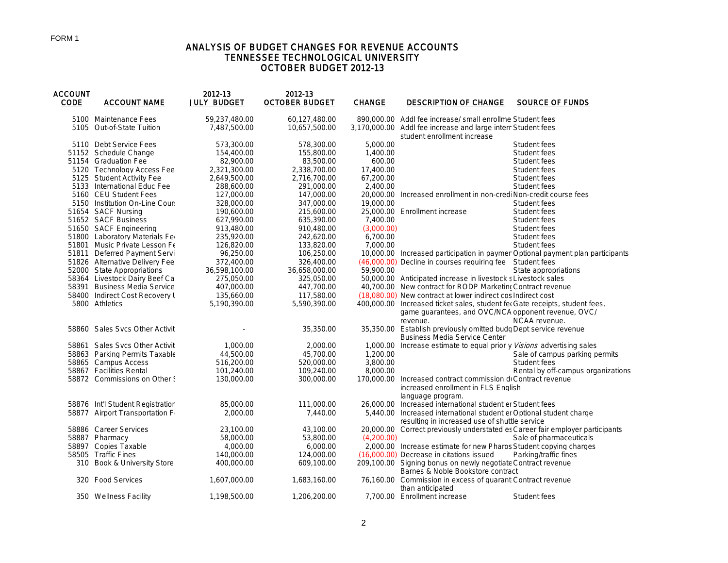FORM 1

# ANALYSIS OF BUDGET CHANGES FOR REVENUE ACCOUNTS
## TENNESSEE TECHNOLOGICAL UNIVERSITY
## OCTOBER BUDGET 2012-13

| ACCOUNT CODE | ACCOUNT NAME | 2012-13 JULY BUDGET | 2012-13 OCTOBER BUDGET | CHANGE | DESCRIPTION OF CHANGE | SOURCE OF FUNDS |
|---|---|---|---|---|---|---|
| 5100 | Maintenance Fees | 59,237,480.00 | 60,127,480.00 | 890,000.00 | Addl fee increase/ small enrollme | Student fees |
| 5105 | Out-of-State Tuition | 7,487,500.00 | 10,657,500.00 | 3,170,000.00 | Addl fee increase and large interr student enrollment increase | Student fees |
| 5110 | Debt Service Fees | 573,300.00 | 578,300.00 | 5,000.00 | | Student fees |
| 51152 | Schedule Change | 154,400.00 | 155,800.00 | 1,400.00 | | Student fees |
| 51154 | Graduation Fee | 82,900.00 | 83,500.00 | 600.00 | | Student fees |
| 5120 | Technology Access Fee | 2,321,300.00 | 2,338,700.00 | 17,400.00 | | Student fees |
| 5125 | Student Activity Fee | 2,649,500.00 | 2,716,700.00 | 67,200.00 | | Student fees |
| 5133 | International Educ Fee | 288,600.00 | 291,000.00 | 2,400.00 | | Student fees |
| 5160 | CEU Student Fees | 127,000.00 | 147,000.00 | 20,000.00 | Increased enrollment in non-credi | Non-credit course fees |
| 5150 | Institution On-Line Cours | 328,000.00 | 347,000.00 | 19,000.00 | | Student fees |
| 51654 | SACF Nursing | 190,600.00 | 215,600.00 | 25,000.00 | Enrollment increase | Student fees |
| 51652 | SACF Business | 627,990.00 | 635,390.00 | 7,400.00 | | Student fees |
| 51650 | SACF Engineering | 913,480.00 | 910,480.00 | (3,000.00) | | Student fees |
| 51800 | Laboratory Materials Fee | 235,920.00 | 242,620.00 | 6,700.00 | | Student fees |
| 51801 | Music Private Lesson Fe | 126,820.00 | 133,820.00 | 7,000.00 | | Student fees |
| 51811 | Deferred Payment Servi | 96,250.00 | 106,250.00 | 10,000.00 | Increased participation in paymer | Optional payment plan participants |
| 51826 | Alternative Delivery Fee | 372,400.00 | 326,400.00 | (46,000.00) | Decline in courses requiring fee | Student fees |
| 52000 | State Appropriations | 36,598,100.00 | 36,658,000.00 | 59,900.00 | | State appropriations |
| 58364 | Livestock Dairy Beef Ca | 275,050.00 | 325,050.00 | 50,000.00 | Anticipated increase in livestock s | Livestock sales |
| 58391 | Business Media Service | 407,000.00 | 447,700.00 | 40,700.00 | New contract for RODP Marketing | Contract revenue |
| 58400 | Indirect Cost Recovery U | 135,660.00 | 117,580.00 | (18,080.00) | New contract at lower indirect cos | Indirect cost |
| 5800 | Athletics | 5,190,390.00 | 5,590,390.00 | 400,000.00 | Increased ticket sales, student fee game guarantees, and OVC/NCA revenue. | Gate receipts, student fees, opponent revenue, OVC/ NCAA revenue. |
| 58860 | Sales Svcs Other Activit | - | 35,350.00 | 35,350.00 | Establish previously omitted budg Business Media Service Center | Dept service revenue |
| 58861 | Sales Svcs Other Activit | 1,000.00 | 2,000.00 | 1,000.00 | Increase estimate to equal prior y | *Visions* advertising sales |
| 58863 | Parking Permits Taxable | 44,500.00 | 45,700.00 | 1,200.00 | | Sale of campus parking permits |
| 58865 | Campus Access | 516,200.00 | 520,000.00 | 3,800.00 | | Student fees |
| 58867 | Facilities Rental | 101,240.00 | 109,240.00 | 8,000.00 | | Rental by off-campus organizations |
| 58872 | Commissions on Other S | 130,000.00 | 300,000.00 | 170,000.00 | Increased contract commission d increased enrollment in FLS English language program. | Contract revenue |
| 58876 | Int'l Student Registration | 85,000.00 | 111,000.00 | 26,000.00 | Increased international student er | Student fees |
| 58877 | Airport Transportation Fe | 2,000.00 | 7,440.00 | 5,440.00 | Increased international student er resulting in increased use of shuttle service | Optional student charge |
| 58886 | Career Services | 23,100.00 | 43,100.00 | 20,000.00 | Correct previously understated es | Career fair employer participants |
| 58887 | Pharmacy | 58,000.00 | 53,800.00 | (4,200.00) | | Sale of pharmaceuticals |
| 58897 | Copies Taxable | 4,000.00 | 6,000.00 | 2,000.00 | Increase estimate for new Pharos | Student copying charges |
| 58505 | Traffic Fines | 140,000.00 | 124,000.00 | (16,000.00) | Decrease in citations issued | Parking/traffic fines |
| 310 | Book & University Store | 400,000.00 | 609,100.00 | 209,100.00 | Signing bonus on newly negotiate Barnes & Noble Bookstore contract | Contract revenue |
| 320 | Food Services | 1,607,000.00 | 1,683,160.00 | 76,160.00 | Commission in excess of guarant than anticipated | Contract revenue |
| 350 | Wellness Facility | 1,198,500.00 | 1,206,200.00 | 7,700.00 | Enrollment increase | Student fees |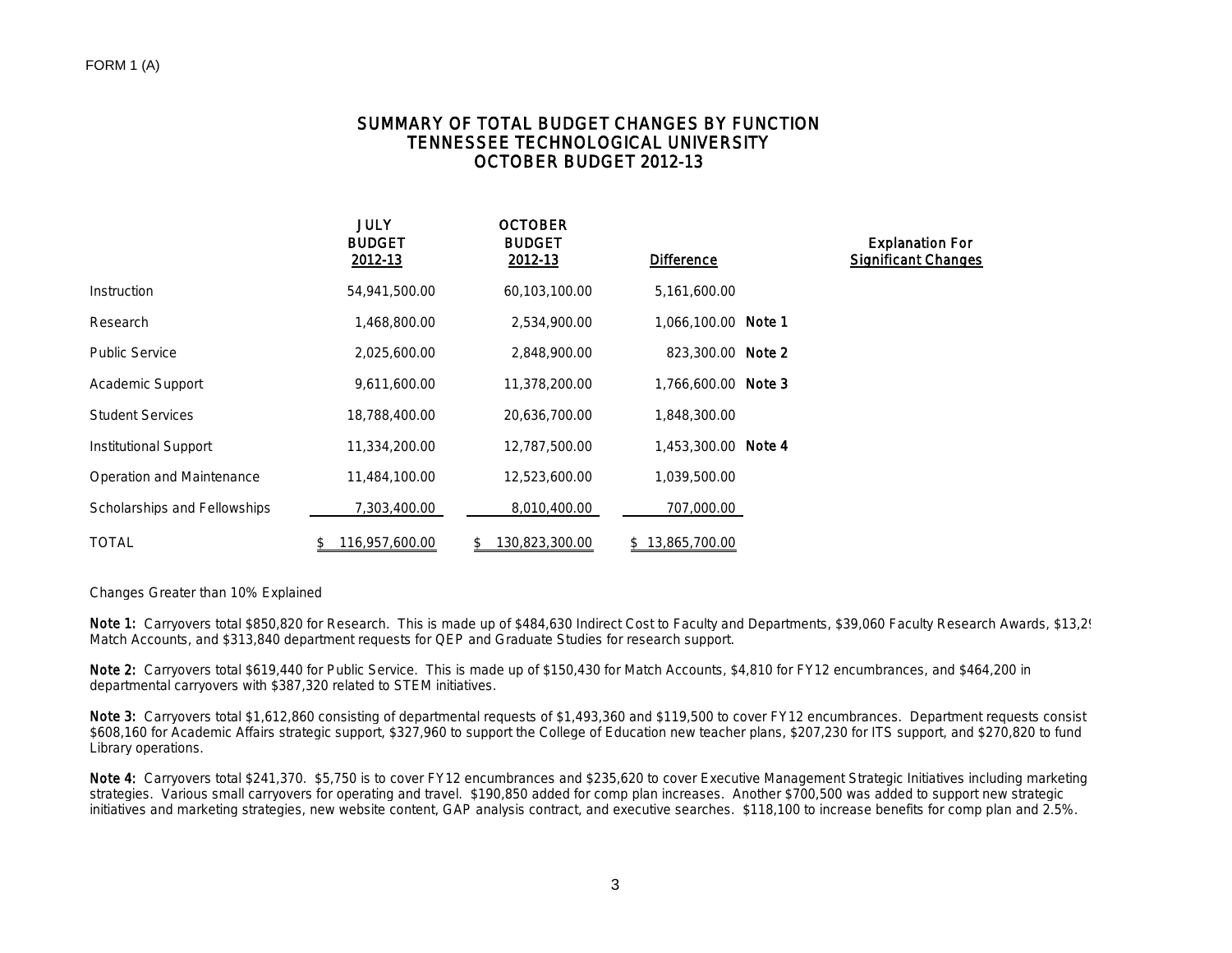FORM 1 (A)

# SUMMARY OF TOTAL BUDGET CHANGES BY FUNCTION
# TENNESSEE TECHNOLOGICAL UNIVERSITY
# OCTOBER BUDGET 2012-13

| | JULY BUDGET 2012-13 | OCTOBER BUDGET 2012-13 | Difference | | Explanation For Significant Changes |
|---|---|---|---|---|---|
| Instruction | 54,941,500.00 | 60,103,100.00 | 5,161,600.00 | | |
| Research | 1,468,800.00 | 2,534,900.00 | 1,066,100.00 | Note 1 | |
| Public Service | 2,025,600.00 | 2,848,900.00 | 823,300.00 | Note 2 | |
| Academic Support | 9,611,600.00 | 11,378,200.00 | 1,766,600.00 | Note 3 | |
| Student Services | 18,788,400.00 | 20,636,700.00 | 1,848,300.00 | | |
| Institutional Support | 11,334,200.00 | 12,787,500.00 | 1,453,300.00 | Note 4 | |
| Operation and Maintenance | 11,484,100.00 | 12,523,600.00 | 1,039,500.00 | | |
| Scholarships and Fellowships | 7,303,400.00 | 8,010,400.00 | 707,000.00 | | |
| TOTAL | $ 116,957,600.00 | $ 130,823,300.00 | $ 13,865,700.00 | | |

Changes Greater than 10% Explained

**Note 1:** Carryovers total $850,820 for Research. This is made up of $484,630 Indirect Cost to Faculty and Departments, $39,060 Faculty Research Awards, $13,2 Match Accounts, and $313,840 department requests for QEP and Graduate Studies for research support.

**Note 2:** Carryovers total $619,440 for Public Service. This is made up of $150,430 for Match Accounts, $4,810 for FY12 encumbrances, and $464,200 in departmental carryovers with $387,320 related to STEM initiatives.

**Note 3:** Carryovers total $1,612,860 consisting of departmental requests of $1,493,360 and $119,500 to cover FY12 encumbrances. Department requests consist $608,160 for Academic Affairs strategic support, $327,960 to support the College of Education new teacher plans, $207,230 for ITS support, and $270,820 to fund Library operations.

**Note 4:** Carryovers total $241,370. $5,750 is to cover FY12 encumbrances and $235,620 to cover Executive Management Strategic Initiatives including marketing strategies. Various small carryovers for operating and travel. $190,850 added for comp plan increases. Another $700,500 was added to support new strategic initiatives and marketing strategies, new website content, GAP analysis contract, and executive searches. $118,100 to increase benefits for comp plan and 2.5%.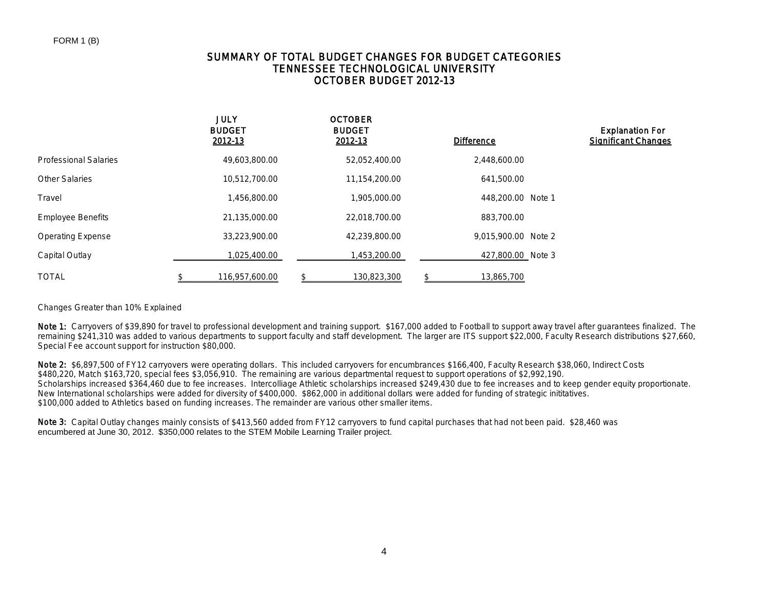FORM 1 (B)

# SUMMARY OF TOTAL BUDGET CHANGES FOR BUDGET CATEGORIES
## TENNESSEE TECHNOLOGICAL UNIVERSITY
## OCTOBER BUDGET 2012-13

| | JULY BUDGET 2012-13 | OCTOBER BUDGET 2012-13 | Difference | | Explanation For Significant Changes |
|---|---|---|---|---|---|
| Professional Salaries | 49,603,800.00 | 52,052,400.00 | 2,448,600.00 | | |
| Other Salaries | 10,512,700.00 | 11,154,200.00 | 641,500.00 | | |
| Travel | 1,456,800.00 | 1,905,000.00 | 448,200.00 | Note 1 | |
| Employee Benefits | 21,135,000.00 | 22,018,700.00 | 883,700.00 | | |
| Operating Expense | 33,223,900.00 | 42,239,800.00 | 9,015,900.00 | Note 2 | |
| Capital Outlay | 1,025,400.00 | 1,453,200.00 | 427,800.00 | Note 3 | |
| TOTAL | $ 116,957,600.00 | $ 130,823,300 | $ 13,865,700 | | |

Changes Greater than 10% Explained

**Note 1:** Carryovers of $39,890 for travel to professional development and training support. $167,000 added to Football to support away travel after guarantees finalized. The remaining $241,310 was added to various departments to support faculty and staff development. The larger are ITS support $22,000, Faculty Research distributions $27,660, Special Fee account support for instruction $80,000.

**Note 2:** $6,897,500 of FY12 carryovers were operating dollars. This included carryovers for encumbrances $166,400, Faculty Research $38,060, Indirect Costs $480,220, Match $163,720, special fees $3,056,910. The remaining are various departmental request to support operations of $2,992,190.
Scholarships increased $364,460 due to fee increases. Intercolliage Athletic scholarships increased $249,430 due to fee increases and to keep gender equity proportionate.
New International scholarships were added for diversity of $400,000. $862,000 in additional dollars were added for funding of strategic inititatives.
$100,000 added to Athletics based on funding increases. The remainder are various other smaller items.

**Note 3:** Capital Outlay changes mainly consists of $413,560 added from FY12 carryovers to fund capital purchases that had not been paid. $28,460 was encumbered at June 30, 2012. $350,000 relates to the STEM Mobile Learning Trailer project.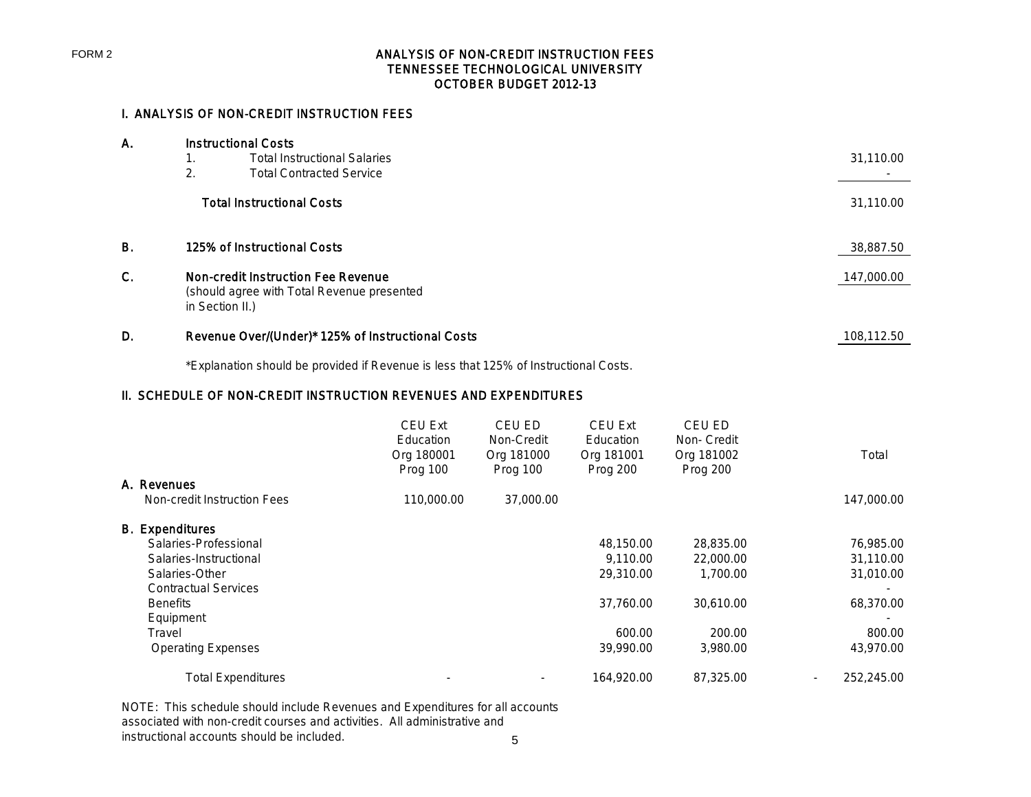FORM 2

# ANALYSIS OF NON-CREDIT INSTRUCTION FEES
# TENNESSEE TECHNOLOGICAL UNIVERSITY
# OCTOBER BUDGET 2012-13

## I. ANALYSIS OF NON-CREDIT INSTRUCTION FEES

| | | |
|---|---|---|
| **A.** | **Instructional Costs** | |
| | 1. Total Instructional Salaries | 31,110.00 |
| | 2. Total Contracted Service | - |
| | **Total Instructional Costs** | 31,110.00 |
| **B.** | **125% of Instructional Costs** | 38,887.50 |
| **C.** | **Non-credit Instruction Fee Revenue** (should agree with Total Revenue presented in Section II.) | 147,000.00 |
| **D.** | **Revenue Over/(Under)* 125% of Instructional Costs** | 108,112.50 |

*Explanation should be provided if Revenue is less that 125% of Instructional Costs.

## II. SCHEDULE OF NON-CREDIT INSTRUCTION REVENUES AND EXPENDITURES

| | CEU Ext Education Org 180001 Prog 100 | CEU ED Non-Credit Org 181000 Prog 100 | CEU Ext Education Org 181001 Prog 200 | CEU ED Non- Credit Org 181002 Prog 200 | | Total |
|---|---|---|---|---|---|---|
| **A. Revenues** | | | | | | |
| Non-credit Instruction Fees | 110,000.00 | 37,000.00 | | | | 147,000.00 |
| **B. Expenditures** | | | | | | |
| Salaries-Professional | | | 48,150.00 | 28,835.00 | | 76,985.00 |
| Salaries-Instructional | | | 9,110.00 | 22,000.00 | | 31,110.00 |
| Salaries-Other | | | 29,310.00 | 1,700.00 | | 31,010.00 |
| Contractual Services | | | | | | - |
| Benefits | | | 37,760.00 | 30,610.00 | | 68,370.00 |
| Equipment | | | | | | - |
| Travel | | | 600.00 | 200.00 | | 800.00 |
| Operating Expenses | | | 39,990.00 | 3,980.00 | | 43,970.00 |
| Total Expenditures | - | - | 164,920.00 | 87,325.00 | - | 252,245.00 |

NOTE: This schedule should include Revenues and Expenditures for all accounts associated with non-credit courses and activities. All administrative and instructional accounts should be included.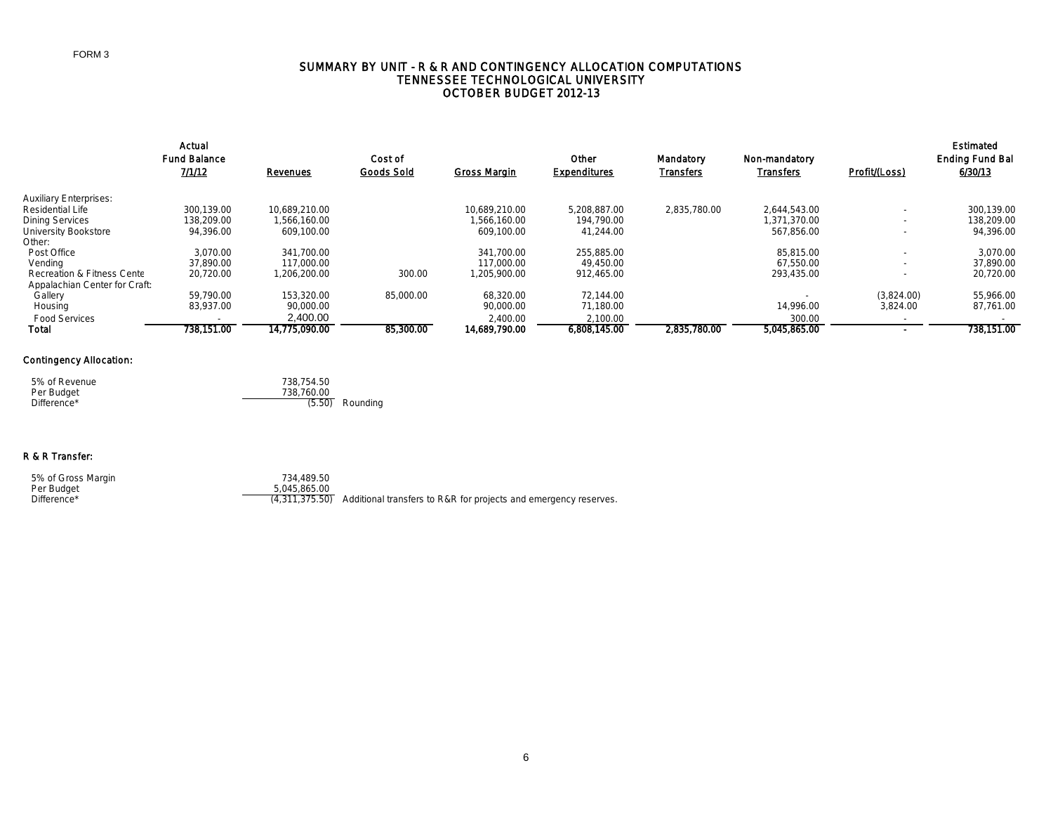FORM 3

# SUMMARY BY UNIT - R & R AND CONTINGENCY ALLOCATION COMPUTATIONS
## TENNESSEE TECHNOLOGICAL UNIVERSITY
## OCTOBER BUDGET 2012-13

| | Actual Fund Balance 7/1/12 | Revenues | Cost of Goods Sold | Gross Margin | Other Expenditures | Mandatory Transfers | Non-mandatory Transfers | Profit/(Loss) | Estimated Ending Fund Bal 6/30/13 |
|---|---|---|---|---|---|---|---|---|---|
| Auxiliary Enterprises: | | | | | | | | | |
| Residential Life | 300,139.00 | 10,689,210.00 | | 10,689,210.00 | 5,208,887.00 | 2,835,780.00 | 2,644,543.00 | - | 300,139.00 |
| Dining Services | 138,209.00 | 1,566,160.00 | | 1,566,160.00 | 194,790.00 | | 1,371,370.00 | - | 138,209.00 |
| University Bookstore | 94,396.00 | 609,100.00 | | 609,100.00 | 41,244.00 | | 567,856.00 | - | 94,396.00 |
| Other: | | | | | | | | | |
| Post Office | 3,070.00 | 341,700.00 | | 341,700.00 | 255,885.00 | | 85,815.00 | - | 3,070.00 |
| Vending | 37,890.00 | 117,000.00 | | 117,000.00 | 49,450.00 | | 67,550.00 | - | 37,890.00 |
| Recreation & Fitness Cente | 20,720.00 | 1,206,200.00 | 300.00 | 1,205,900.00 | 912,465.00 | | 293,435.00 | - | 20,720.00 |
| Appalachian Center for Craft: | | | | | | | | | |
| Gallery | 59,790.00 | 153,320.00 | 85,000.00 | 68,320.00 | 72,144.00 | | - | (3,824.00) | 55,966.00 |
| Housing | 83,937.00 | 90,000.00 | | 90,000.00 | 71,180.00 | | 14,996.00 | 3,824.00 | 87,761.00 |
| Food Services | - | 2,400.00 | | 2,400.00 | 2,100.00 | | 300.00 | - | - |
| **Total** | **738,151.00** | **14,775,090.00** | **85,300.00** | **14,689,790.00** | **6,808,145.00** | **2,835,780.00** | **5,045,865.00** | **-** | **738,151.00** |

### Contingency Allocation:

| | | |
|---|---|---|
| 5% of Revenue | 738,754.50 | |
| Per Budget | 738,760.00 | |
| Difference* | (5.50) | Rounding |

### R & R Transfer:

| | | |
|---|---|---|
| 5% of Gross Margin | 734,489.50 | |
| Per Budget | 5,045,865.00 | |
| Difference* | (4,311,375.50) | Additional transfers to R&R for projects and emergency reserves. |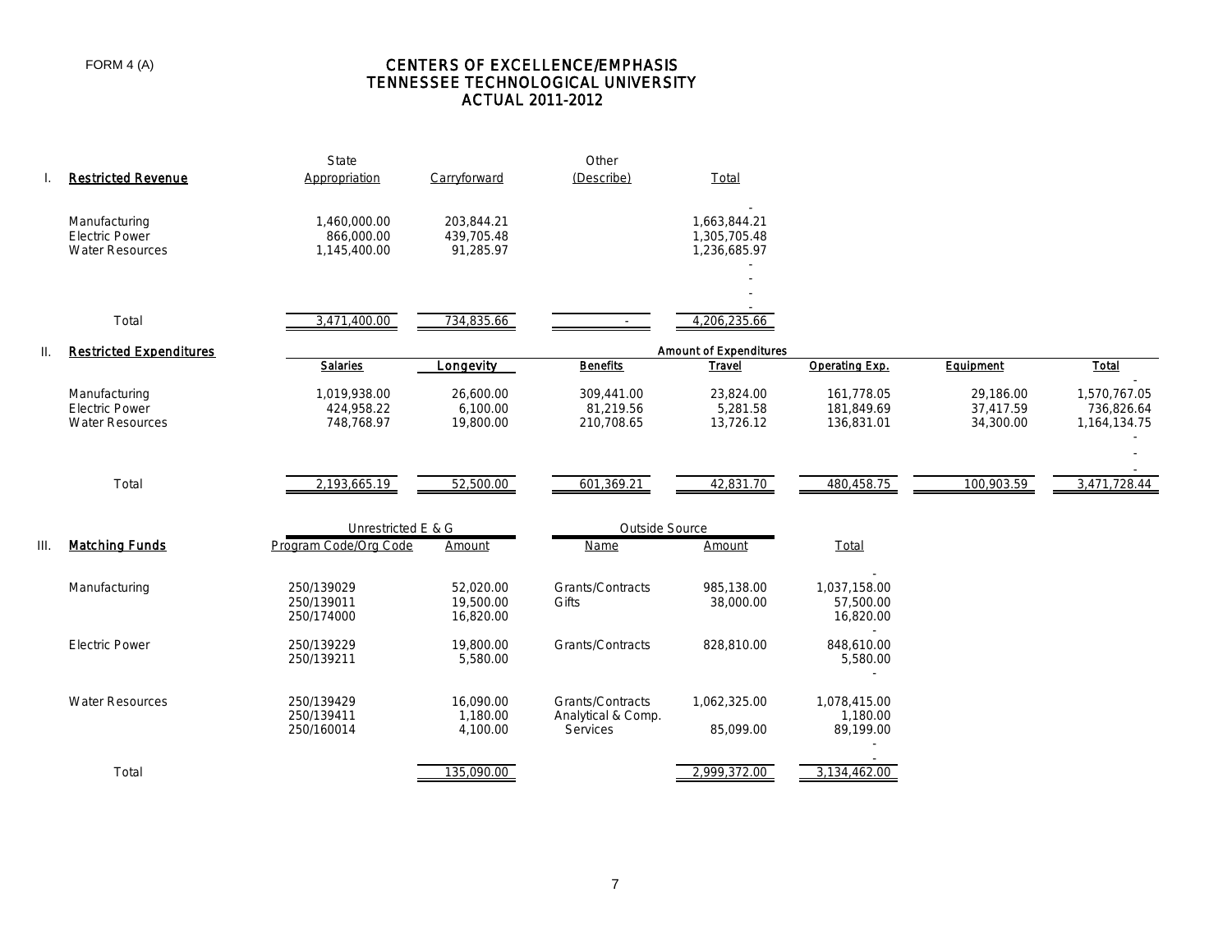FORM 4 (A)

# CENTERS OF EXCELLENCE/EMPHASIS
# TENNESSEE TECHNOLOGICAL UNIVERSITY
# ACTUAL 2011-2012

## I. Restricted Revenue

| | State Appropriation | Carryforward | Other (Describe) | Total |
|---|---|---|---|---|
| | | | | - |
| Manufacturing | 1,460,000.00 | 203,844.21 | | 1,663,844.21 |
| Electric Power | 866,000.00 | 439,705.48 | | 1,305,705.48 |
| Water Resources | 1,145,400.00 | 91,285.97 | | 1,236,685.97 |
| | | | | - |
| | | | | - |
| | | | | - |
| | | | | - |
| Total | 3,471,400.00 | 734,835.66 | - | 4,206,235.66 |

## II. Restricted Expenditures

| | Amount of Expenditures | | | | | | |
|---|---|---|---|---|---|---|---|
| | Salaries | Longevity | Benefits | Travel | Operating Exp. | Equipment | Total |
| | | | | | | | - |
| Manufacturing | 1,019,938.00 | 26,600.00 | 309,441.00 | 23,824.00 | 161,778.05 | 29,186.00 | 1,570,767.05 |
| Electric Power | 424,958.22 | 6,100.00 | 81,219.56 | 5,281.58 | 181,849.69 | 37,417.59 | 736,826.64 |
| Water Resources | 748,768.97 | 19,800.00 | 210,708.65 | 13,726.12 | 136,831.01 | 34,300.00 | 1,164,134.75 |
| | | | | | | | - |
| | | | | | | | - |
| | | | | | | | - |
| Total | 2,193,665.19 | 52,500.00 | 601,369.21 | 42,831.70 | 480,458.75 | 100,903.59 | 3,471,728.44 |

## III. Matching Funds

| | Unrestricted E & G | | Outside Source | | |
|---|---|---|---|---|---|
| | Program Code/Org Code | Amount | Name | Amount | Total |
| | | | | | - |
| Manufacturing | 250/139029 | 52,020.00 | Grants/Contracts | 985,138.00 | 1,037,158.00 |
| | 250/139011 | 19,500.00 | Gifts | 38,000.00 | 57,500.00 |
| | 250/174000 | 16,820.00 | | | 16,820.00 |
| | | | | | - |
| Electric Power | 250/139229 | 19,800.00 | Grants/Contracts | 828,810.00 | 848,610.00 |
| | 250/139211 | 5,580.00 | | | 5,580.00 |
| | | | | | - |
| Water Resources | 250/139429 | 16,090.00 | Grants/Contracts | 1,062,325.00 | 1,078,415.00 |
| | 250/139411 | 1,180.00 | Analytical & Comp. | | 1,180.00 |
| | 250/160014 | 4,100.00 | Services | 85,099.00 | 89,199.00 |
| | | | | | - |
| | | | | | - |
| Total | | 135,090.00 | | 2,999,372.00 | 3,134,462.00 |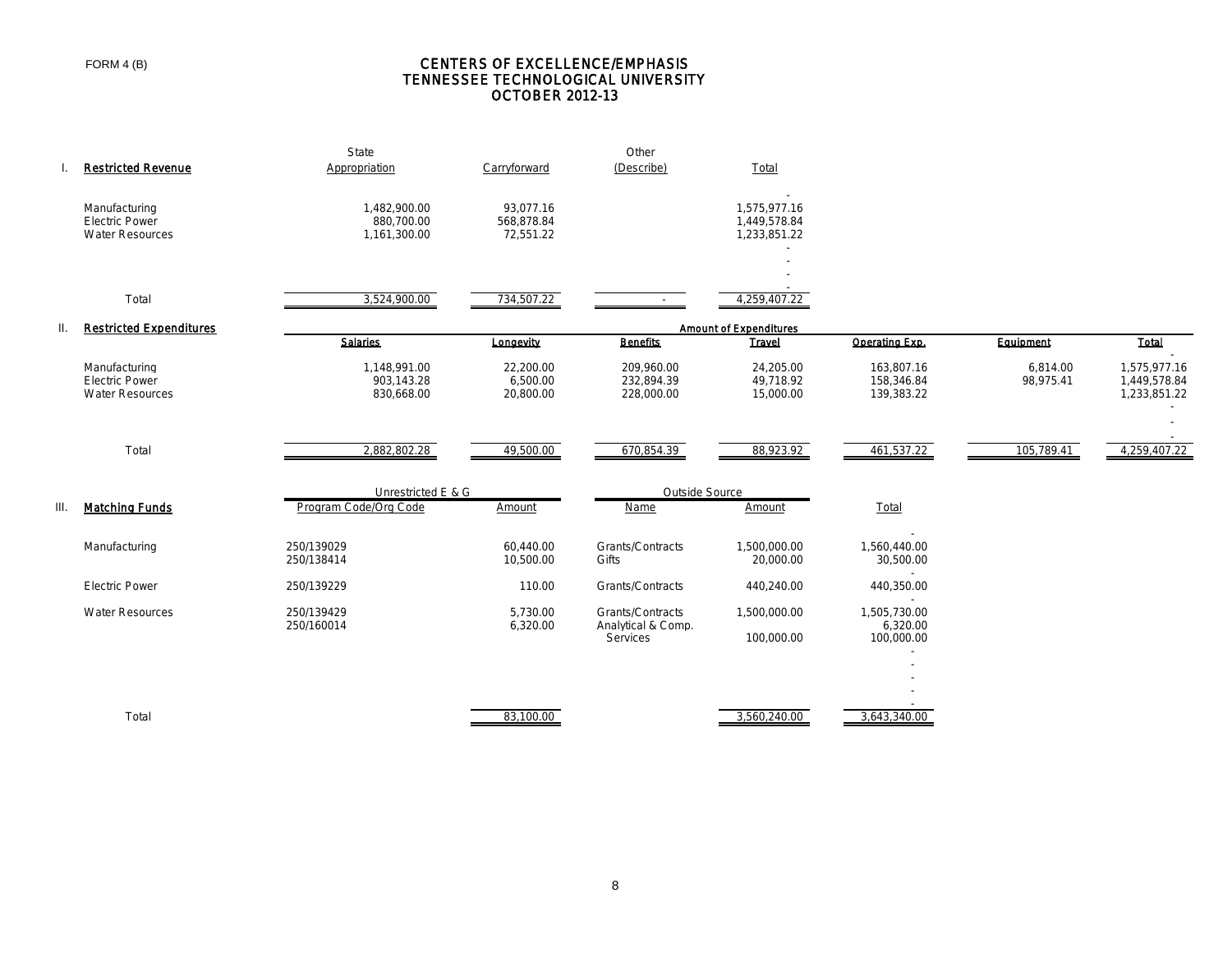FORM 4 (B)

# CENTERS OF EXCELLENCE/EMPHASIS
# TENNESSEE TECHNOLOGICAL UNIVERSITY
# OCTOBER 2012-13

## I. Restricted Revenue

| Restricted Revenue | State Appropriation | Carryforward | Other (Describe) | Total |
|---|---|---|---|---|
| | | | | - |
| Manufacturing | 1,482,900.00 | 93,077.16 | | 1,575,977.16 |
| Electric Power | 880,700.00 | 568,878.84 | | 1,449,578.84 |
| Water Resources | 1,161,300.00 | 72,551.22 | | 1,233,851.22 |
| | | | | - |
| | | | | - |
| | | | | - |
| | | | | - |
| Total | 3,524,900.00 | 734,507.22 | - | 4,259,407.22 |

## II. Restricted Expenditures

| Restricted Expenditures | Amount of Expenditures | | | | | | |
|---|---|---|---|---|---|---|---|
| | Salaries | Longevity | Benefits | Travel | Operating Exp. | Equipment | Total |
| | | | | | | | - |
| Manufacturing | 1,148,991.00 | 22,200.00 | 209,960.00 | 24,205.00 | 163,807.16 | 6,814.00 | 1,575,977.16 |
| Electric Power | 903,143.28 | 6,500.00 | 232,894.39 | 49,718.92 | 158,346.84 | 98,975.41 | 1,449,578.84 |
| Water Resources | 830,668.00 | 20,800.00 | 228,000.00 | 15,000.00 | 139,383.22 | | 1,233,851.22 |
| | | | | | | | - |
| | | | | | | | - |
| | | | | | | | - |
| Total | 2,882,802.28 | 49,500.00 | 670,854.39 | 88,923.92 | 461,537.22 | 105,789.41 | 4,259,407.22 |

## III. Matching Funds

| Matching Funds | Unrestricted E & G | | Outside Source | | |
|---|---|---|---|---|---|
| | Program Code/Org Code | Amount | Name | Amount | Total |
| | | | | | - |
| Manufacturing | 250/139029 | 60,440.00 | Grants/Contracts | 1,500,000.00 | 1,560,440.00 |
| | 250/138414 | 10,500.00 | Gifts | 20,000.00 | 30,500.00 |
| | | | | | - |
| Electric Power | 250/139229 | 110.00 | Grants/Contracts | 440,240.00 | 440,350.00 |
| | | | | | - |
| Water Resources | 250/139429 | 5,730.00 | Grants/Contracts | 1,500,000.00 | 1,505,730.00 |
| | 250/160014 | 6,320.00 | | | 6,320.00 |
| | | | Analytical & Comp. Services | 100,000.00 | 100,000.00 |
| | | | | | - |
| | | | | | - |
| | | | | | - |
| | | | | | - |
| | | | | | - |
| Total | | 83,100.00 | | 3,560,240.00 | 3,643,340.00 |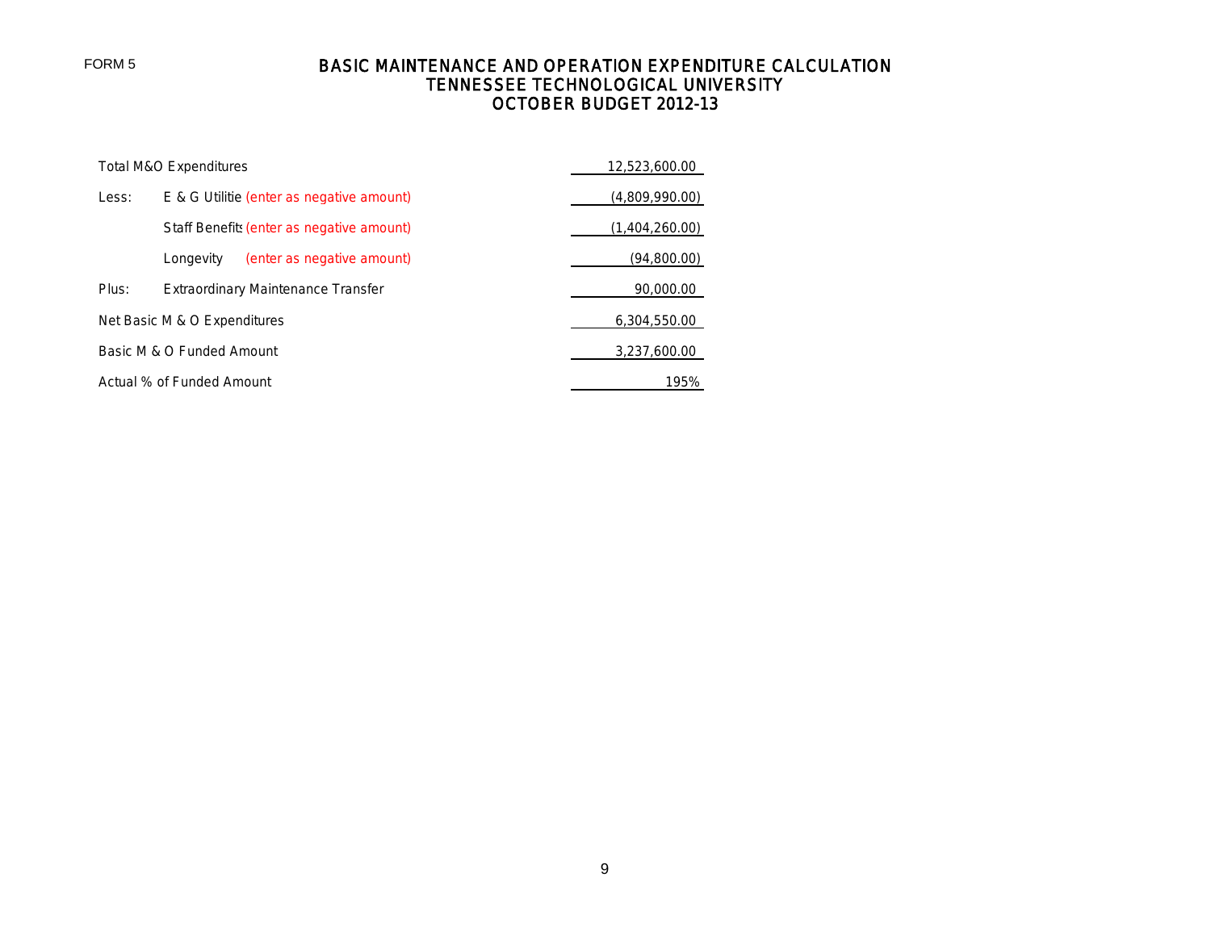FORM 5

# BASIC MAINTENANCE AND OPERATION EXPENDITURE CALCULATION
## TENNESSEE TECHNOLOGICAL UNIVERSITY
## OCTOBER BUDGET 2012-13

| | | |
|---|---|---|
| Total M&O Expenditures | | 12,523,600.00 |
| Less: | E & G Utilitie (enter as negative amount) | (4,809,990.00) |
| | Staff Benefit (enter as negative amount) | (1,404,260.00) |
| | Longevity (enter as negative amount) | (94,800.00) |
| Plus: | Extraordinary Maintenance Transfer | 90,000.00 |
| Net Basic M & O Expenditures | | 6,304,550.00 |
| Basic M & O Funded Amount | | 3,237,600.00 |
| Actual % of Funded Amount | | 195% |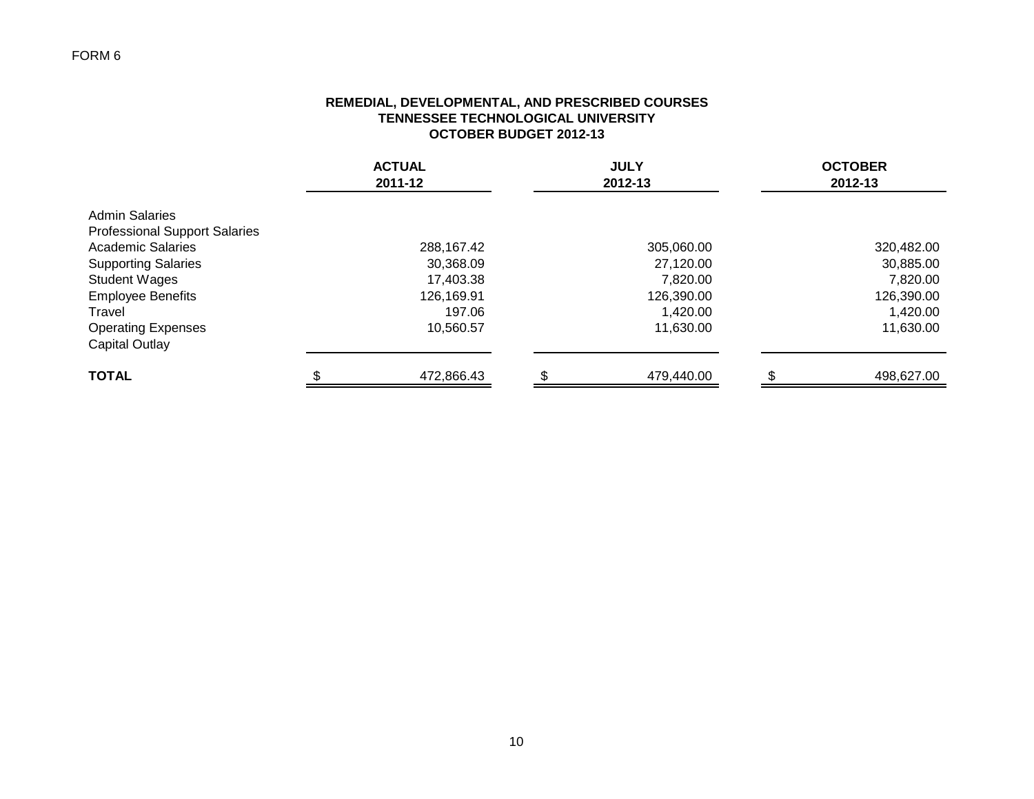FORM 6

**REMEDIAL, DEVELOPMENTAL, AND PRESCRIBED COURSES**
**TENNESSEE TECHNOLOGICAL UNIVERSITY**
**OCTOBER BUDGET 2012-13**

| | ACTUAL 2011-12 | JULY 2012-13 | OCTOBER 2012-13 |
|---|---|---|---|
| Admin Salaries | | | |
| Professional Support Salaries | | | |
| Academic Salaries | 288,167.42 | 305,060.00 | 320,482.00 |
| Supporting Salaries | 30,368.09 | 27,120.00 | 30,885.00 |
| Student Wages | 17,403.38 | 7,820.00 | 7,820.00 |
| Employee Benefits | 126,169.91 | 126,390.00 | 126,390.00 |
| Travel | 197.06 | 1,420.00 | 1,420.00 |
| Operating Expenses | 10,560.57 | 11,630.00 | 11,630.00 |
| Capital Outlay | | | |
| **TOTAL** | $ 472,866.43 | $ 479,440.00 | $ 498,627.00 |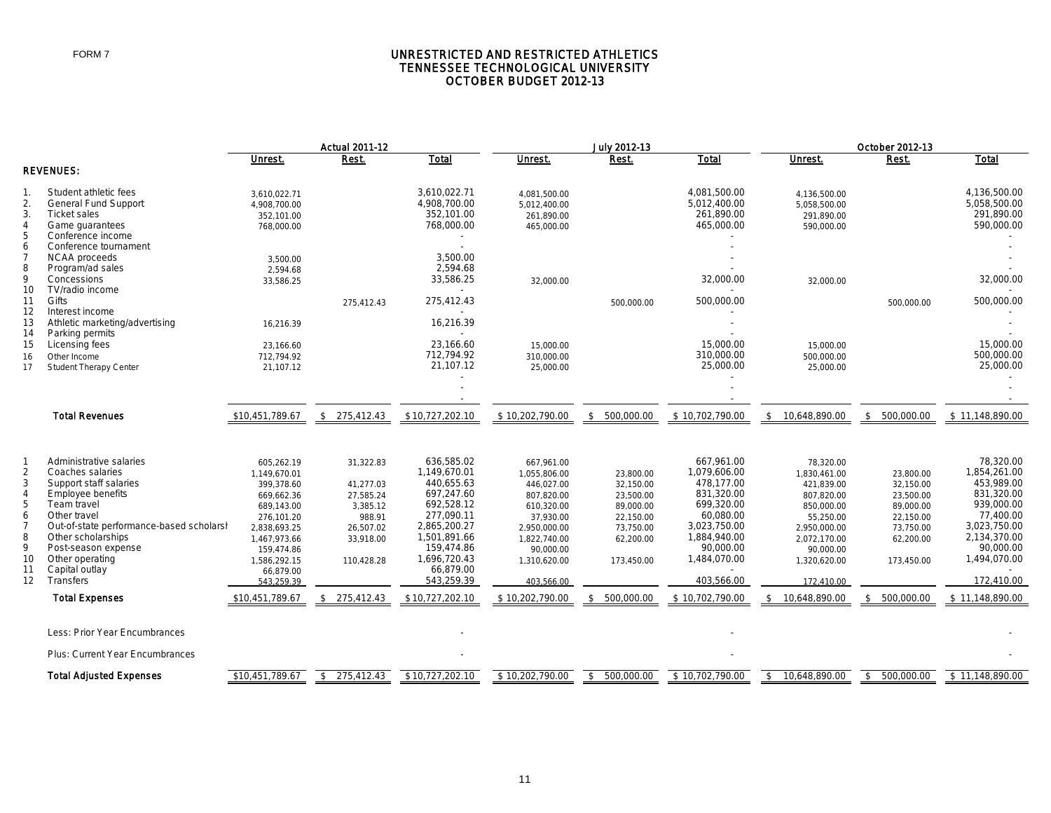FORM 7

# UNRESTRICTED AND RESTRICTED ATHLETICS
## TENNESSEE TECHNOLOGICAL UNIVERSITY
## OCTOBER BUDGET 2012-13

| | | Actual 2011-12 | | | July 2012-13 | | | October 2012-13 | | |
|---|---|---|---|---|---|---|---|---|---|---|
| | | Unrest. | Rest. | Total | Unrest. | Rest. | Total | Unrest. | Rest. | Total |
| **REVENUES:** | | | | | | | | | | |
| 1. | Student athletic fees | 3,610,022.71 | | 3,610,022.71 | 4,081,500.00 | | 4,081,500.00 | 4,136,500.00 | | 4,136,500.00 |
| 2. | General Fund Support | 4,908,700.00 | | 4,908,700.00 | 5,012,400.00 | | 5,012,400.00 | 5,058,500.00 | | 5,058,500.00 |
| 3. | Ticket sales | 352,101.00 | | 352,101.00 | 261,890.00 | | 261,890.00 | 291,890.00 | | 291,890.00 |
| 4 | Game guarantees | 768,000.00 | | 768,000.00 | 465,000.00 | | 465,000.00 | 590,000.00 | | 590,000.00 |
| 5 | Conference income | | | - | | | - | | | - |
| 6 | Conference tournament | | | - | | | - | | | - |
| 7 | NCAA proceeds | 3,500.00 | | 3,500.00 | | | - | | | - |
| 8 | Program/ad sales | 2,594.68 | | 2,594.68 | | | - | | | - |
| 9 | Concessions | 33,586.25 | | 33,586.25 | 32,000.00 | | 32,000.00 | 32,000.00 | | 32,000.00 |
| 10 | TV/radio income | | | - | | | - | | | - |
| 11 | Gifts | | 275,412.43 | 275,412.43 | | 500,000.00 | 500,000.00 | | 500,000.00 | 500,000.00 |
| 12 | Interest income | | | - | | | - | | | - |
| 13 | Athletic marketing/advertising | 16,216.39 | | 16,216.39 | | | - | | | - |
| 14 | Parking permits | | | - | | | - | | | - |
| 15 | Licensing fees | 23,166.60 | | 23,166.60 | 15,000.00 | | 15,000.00 | 15,000.00 | | 15,000.00 |
| 16 | Other Income | 712,794.92 | | 712,794.92 | 310,000.00 | | 310,000.00 | 500,000.00 | | 500,000.00 |
| 17 | Student Therapy Center | 21,107.12 | | 21,107.12 | 25,000.00 | | 25,000.00 | 25,000.00 | | 25,000.00 |
| | | | | - | | | - | | | - |
| | | | | - | | | - | | | - |
| | | | | - | | | - | | | - |
| | **Total Revenues** | $10,451,789.67 | $ 275,412.43 | $ 10,727,202.10 | $ 10,202,790.00 | $ 500,000.00 | $ 10,702,790.00 | $ 10,648,890.00 | $ 500,000.00 | $ 11,148,890.00 |
| 1 | Administrative salaries | 605,262.19 | 31,322.83 | 636,585.02 | 667,961.00 | | 667,961.00 | 78,320.00 | | 78,320.00 |
| 2 | Coaches salaries | 1,149,670.01 | | 1,149,670.01 | 1,055,806.00 | 23,800.00 | 1,079,606.00 | 1,830,461.00 | 23,800.00 | 1,854,261.00 |
| 3 | Support staff salaries | 399,378.60 | 41,277.03 | 440,655.63 | 446,027.00 | 32,150.00 | 478,177.00 | 421,839.00 | 32,150.00 | 453,989.00 |
| 4 | Employee benefits | 669,662.36 | 27,585.24 | 697,247.60 | 807,820.00 | 23,500.00 | 831,320.00 | 807,820.00 | 23,500.00 | 831,320.00 |
| 5 | Team travel | 689,143.00 | 3,385.12 | 692,528.12 | 610,320.00 | 89,000.00 | 699,320.00 | 850,000.00 | 89,000.00 | 939,000.00 |
| 6 | Other travel | 276,101.20 | 988.91 | 277,090.11 | 37,930.00 | 22,150.00 | 60,080.00 | 55,250.00 | 22,150.00 | 77,400.00 |
| 7 | Out-of-state performance-based scholarsh | 2,838,693.25 | 26,507.02 | 2,865,200.27 | 2,950,000.00 | 73,750.00 | 3,023,750.00 | 2,950,000.00 | 73,750.00 | 3,023,750.00 |
| 8 | Other scholarships | 1,467,973.66 | 33,918.00 | 1,501,891.66 | 1,822,740.00 | 62,200.00 | 1,884,940.00 | 2,072,170.00 | 62,200.00 | 2,134,370.00 |
| 9 | Post-season expense | 159,474.86 | | 159,474.86 | 90,000.00 | | 90,000.00 | 90,000.00 | | 90,000.00 |
| 10 | Other operating | 1,586,292.15 | 110,428.28 | 1,696,720.43 | 1,310,620.00 | 173,450.00 | 1,484,070.00 | 1,320,620.00 | 173,450.00 | 1,494,070.00 |
| 11 | Capital outlay | 66,879.00 | | 66,879.00 | | | - | | | - |
| 12 | Transfers | 543,259.39 | | 543,259.39 | 403,566.00 | | 403,566.00 | 172,410.00 | | 172,410.00 |
| | **Total Expenses** | $10,451,789.67 | $ 275,412.43 | $ 10,727,202.10 | $ 10,202,790.00 | $ 500,000.00 | $ 10,702,790.00 | $ 10,648,890.00 | $ 500,000.00 | $ 11,148,890.00 |
| | Less: Prior Year Encumbrances | | | - | | | - | | | - |
| | Plus: Current Year Encumbrances | | | - | | | - | | | - |
| | **Total Adjusted Expenses** | $10,451,789.67 | $ 275,412.43 | $ 10,727,202.10 | $ 10,202,790.00 | $ 500,000.00 | $ 10,702,790.00 | $ 10,648,890.00 | $ 500,000.00 | $ 11,148,890.00 |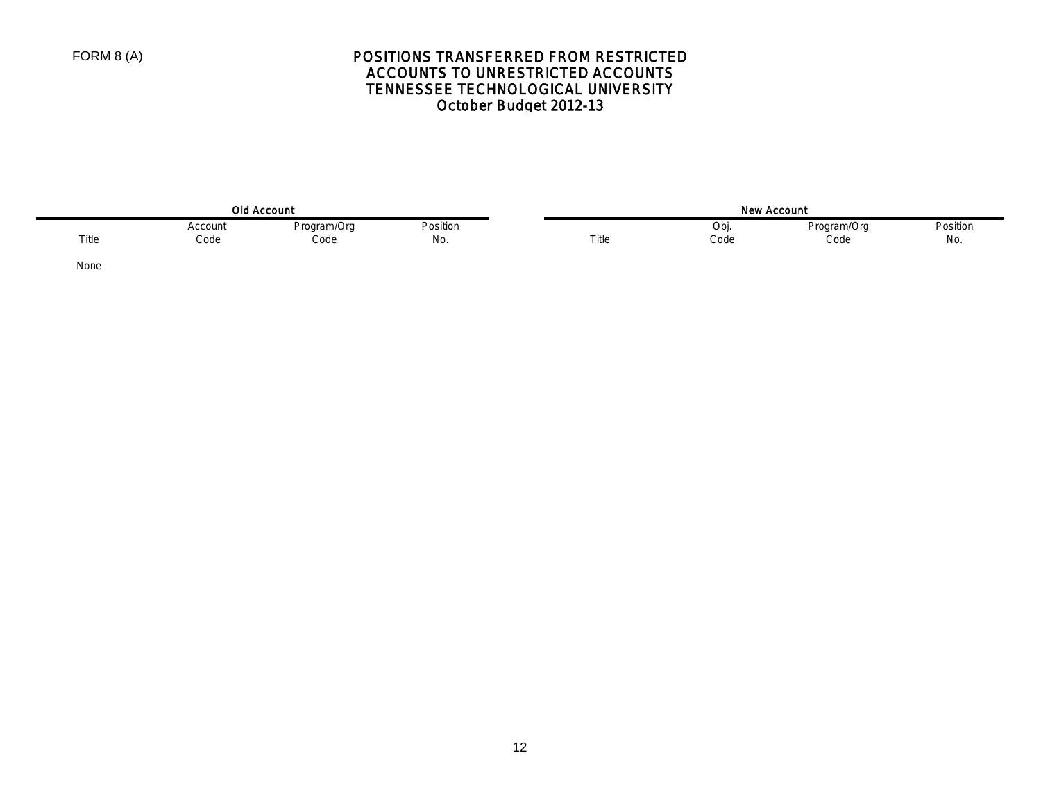FORM 8 (A)

# POSITIONS TRANSFERRED FROM RESTRICTED ACCOUNTS TO UNRESTRICTED ACCOUNTS
## TENNESSEE TECHNOLOGICAL UNIVERSITY
## October Budget 2012-13

| Old Account | | | | New Account | | | |
|---|---|---|---|---|---|---|---|
| Title | Account Code | Program/Org Code | Position No. | Title | Obj. Code | Program/Org Code | Position No. |
| None | | | | | | | |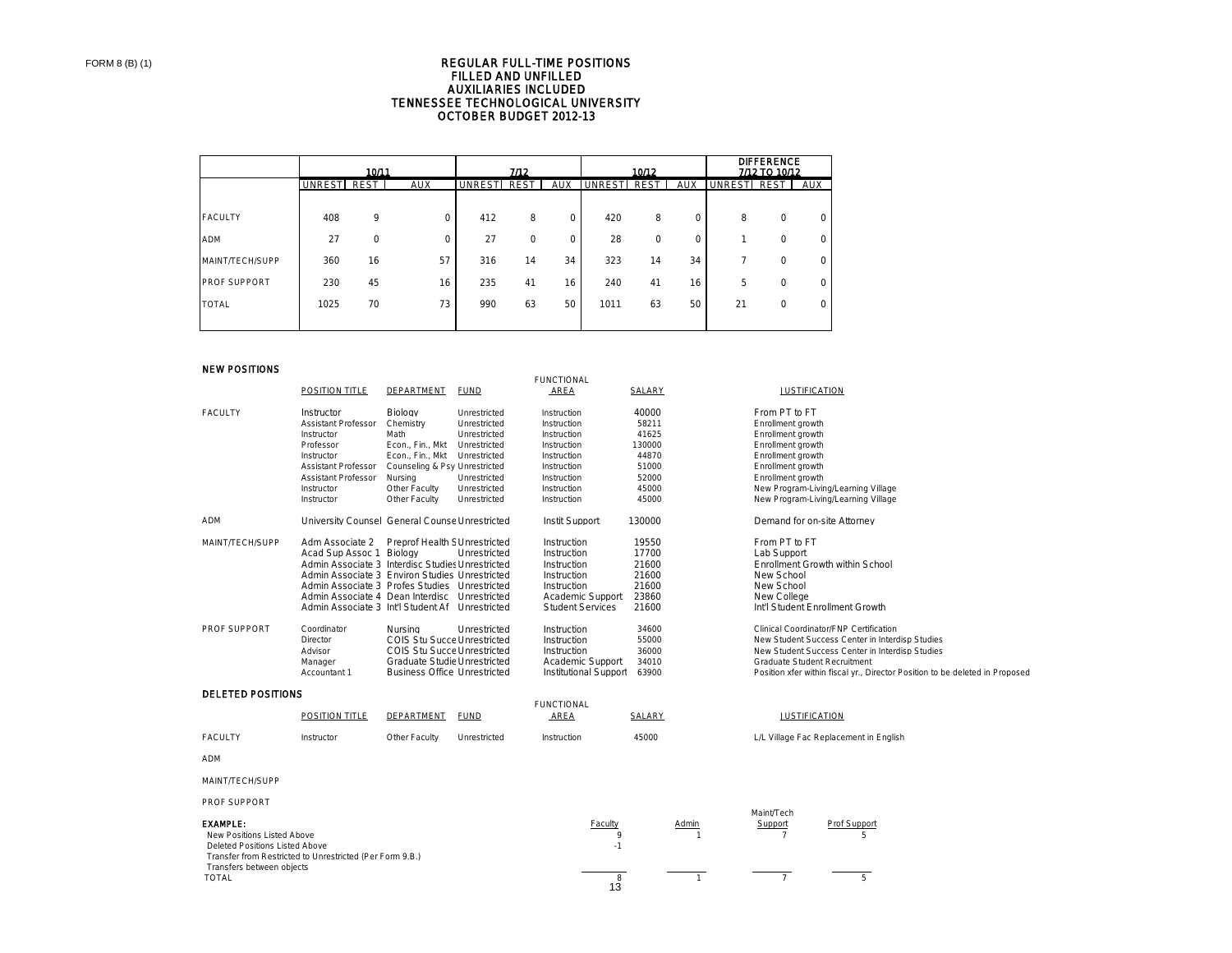FORM 8 (B) (1)

# REGULAR FULL-TIME POSITIONS
## FILLED AND UNFILLED
## AUXILIARIES INCLUDED
## TENNESSEE TECHNOLOGICAL UNIVERSITY
## OCTOBER BUDGET 2012-13

| | 10/11 | | | 7/12 | | | 10/12 | | | DIFFERENCE 7/12 TO 10/12 | | |
|---|---|---|---|---|---|---|---|---|---|---|---|---|
| | UNREST | REST | AUX | UNREST | REST | AUX | UNREST | REST | AUX | UNREST | REST | AUX |
| FACULTY | 408 | 9 | 0 | 412 | 8 | 0 | 420 | 8 | 0 | 8 | 0 | 0 |
| ADM | 27 | 0 | 0 | 27 | 0 | 0 | 28 | 0 | 0 | 1 | 0 | 0 |
| MAINT/TECH/SUPP | 360 | 16 | 57 | 316 | 14 | 34 | 323 | 14 | 34 | 7 | 0 | 0 |
| PROF SUPPORT | 230 | 45 | 16 | 235 | 41 | 16 | 240 | 41 | 16 | 5 | 0 | 0 |
| TOTAL | 1025 | 70 | 73 | 990 | 63 | 50 | 1011 | 63 | 50 | 21 | 0 | 0 |

### NEW POSITIONS

| | POSITION TITLE | DEPARTMENT | FUND | FUNCTIONAL AREA | SALARY | JUSTIFICATION |
|---|---|---|---|---|---|---|
| FACULTY | Instructor | Biology | Unrestricted | Instruction | 40000 | From PT to FT |
| | Assistant Professor | Chemistry | Unrestricted | Instruction | 58211 | Enrollment growth |
| | Instructor | Math | Unrestricted | Instruction | 41625 | Enrollment growth |
| | Professor | Econ., Fin., Mkt | Unrestricted | Instruction | 130000 | Enrollment growth |
| | Instructor | Econ., Fin., Mkt | Unrestricted | Instruction | 44870 | Enrollment growth |
| | Assistant Professor | Counseling & Psy | Unrestricted | Instruction | 51000 | Enrollment growth |
| | Assistant Professor | Nursing | Unrestricted | Instruction | 52000 | Enrollment growth |
| | Instructor | Other Faculty | Unrestricted | Instruction | 45000 | New Program-Living/Learning Village |
| | Instructor | Other Faculty | Unrestricted | Instruction | 45000 | New Program-Living/Learning Village |
| ADM | University Counsel | General Counsel | Unrestricted | Instit Support | 130000 | Demand for on-site Attorney |
| MAINT/TECH/SUPP | Adm Associate 2 | Preprof Health S | Unrestricted | Instruction | 19550 | From PT to FT |
| | Acad Sup Assoc 1 | Biology | Unrestricted | Instruction | 17700 | Lab Support |
| | Admin Associate 3 | Interdisc Studies | Unrestricted | Instruction | 21600 | Enrollment Growth within School |
| | Admin Associate 3 | Environ Studies | Unrestricted | Instruction | 21600 | New School |
| | Admin Associate 3 | Profes Studies | Unrestricted | Instruction | 21600 | New School |
| | Admin Associate 4 | Dean Interdisc | Unrestricted | Academic Support | 23860 | New College |
| | Admin Associate 3 | Int'l Student Af | Unrestricted | Student Services | 21600 | Int'l Student Enrollment Growth |
| PROF SUPPORT | Coordinator | Nursing | Unrestricted | Instruction | 34600 | Clinical Coordinator/FNP Certification |
| | Director | COIS Stu Succe | Unrestricted | Instruction | 55000 | New Student Success Center in Interdisp Studies |
| | Advisor | COIS Stu Succe | Unrestricted | Instruction | 36000 | New Student Success Center in Interdisp Studies |
| | Manager | Graduate Studie | Unrestricted | Academic Support | 34010 | Graduate Student Recruitment |
| | Accountant 1 | Business Office | Unrestricted | Institutional Support | 63900 | Position xfer within fiscal yr., Director Position to be deleted in Proposed |

### DELETED POSITIONS

| | POSITION TITLE | DEPARTMENT | FUND | FUNCTIONAL AREA | SALARY | JUSTIFICATION |
|---|---|---|---|---|---|---|
| FACULTY | Instructor | Other Faculty | Unrestricted | Instruction | 45000 | L/L Village Fac Replacement in English |
| ADM | | | | | | |
| MAINT/TECH/SUPP | | | | | | |
| PROF SUPPORT | | | | | | |

| EXAMPLE: | Faculty | Admin | Maint/Tech Support | Prof Support |
|---|---|---|---|---|
| New Positions Listed Above | 9 | 1 | 7 | 5 |
| Deleted Positions Listed Above | -1 | | | |
| Transfer from Restricted to Unrestricted (Per Form 9.B.) | | | | |
| Transfers between objects | | | | |
| TOTAL | 8 | 1 | 7 | 5 |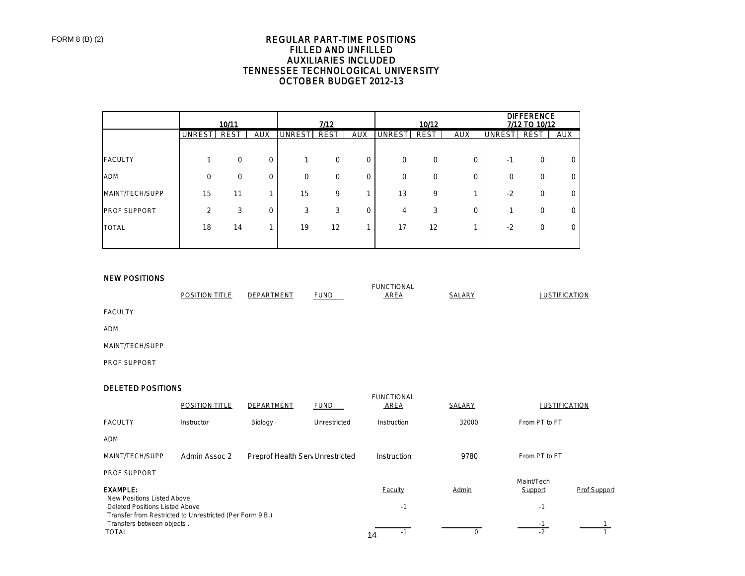FORM 8 (B) (2)

# REGULAR PART-TIME POSITIONS
## FILLED AND UNFILLED
## AUXILIARIES INCLUDED
## TENNESSEE TECHNOLOGICAL UNIVERSITY
## OCTOBER BUDGET 2012-13

| | 10/11 | | | 7/12 | | | 10/12 | | | DIFFERENCE 7/12 TO 10/12 | | |
|---|---|---|---|---|---|---|---|---|---|---|---|---|
| | UNREST | REST | AUX | UNREST | REST | AUX | UNREST | REST | AUX | UNREST | REST | AUX |
| FACULTY | 1 | 0 | 0 | 1 | 0 | 0 | 0 | 0 | 0 | -1 | 0 | 0 |
| ADM | 0 | 0 | 0 | 0 | 0 | 0 | 0 | 0 | 0 | 0 | 0 | 0 |
| MAINT/TECH/SUPP | 15 | 11 | 1 | 15 | 9 | 1 | 13 | 9 | 1 | -2 | 0 | 0 |
| PROF SUPPORT | 2 | 3 | 0 | 3 | 3 | 0 | 4 | 3 | 0 | 1 | 0 | 0 |
| TOTAL | 18 | 14 | 1 | 19 | 12 | 1 | 17 | 12 | 1 | -2 | 0 | 0 |

### NEW POSITIONS

| | POSITION TITLE | DEPARTMENT | FUND | FUNCTIONAL AREA | SALARY | JUSTIFICATION |
|---|---|---|---|---|---|---|
| FACULTY | | | | | | |
| ADM | | | | | | |
| MAINT/TECH/SUPP | | | | | | |
| PROF SUPPORT | | | | | | |

### DELETED POSITIONS

| | POSITION TITLE | DEPARTMENT | FUND | FUNCTIONAL AREA | SALARY | JUSTIFICATION |
|---|---|---|---|---|---|---|
| FACULTY | Instructor | Biology | Unrestricted | Instruction | 32000 | From PT to FT |
| ADM | | | | | | |
| MAINT/TECH/SUPP | Admin Assoc 2 | Preprof Health Serv | Unrestricted | Instruction | 9780 | From PT to FT |
| PROF SUPPORT | | | | | | |

### EXAMPLE:

| | Faculty | Admin | Maint/Tech Support | Prof Support |
|---|---|---|---|---|
| New Positions Listed Above | | | | |
| Deleted Positions Listed Above | -1 | | -1 | |
| Transfer from Restricted to Unrestricted (Per Form 9.B.) | | | | |
| Transfers between objects . | | | -1 | 1 |
| TOTAL | -1 | 0 | -2 | 1 |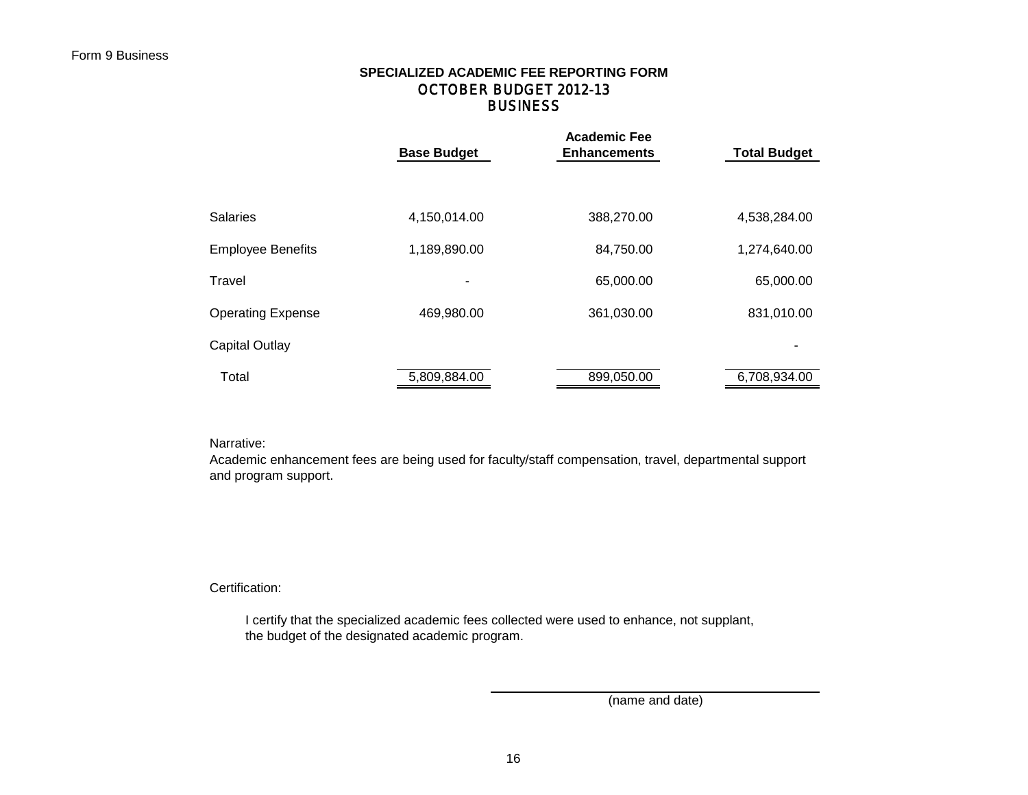Form 9 Business

# SPECIALIZED ACADEMIC FEE REPORTING FORM
## OCTOBER BUDGET 2012-13
## BUSINESS

| | Base Budget | Academic Fee Enhancements | Total Budget |
|---|---|---|---|
| Salaries | 4,150,014.00 | 388,270.00 | 4,538,284.00 |
| Employee Benefits | 1,189,890.00 | 84,750.00 | 1,274,640.00 |
| Travel | - | 65,000.00 | 65,000.00 |
| Operating Expense | 469,980.00 | 361,030.00 | 831,010.00 |
| Capital Outlay | | | - |
| Total | 5,809,884.00 | 899,050.00 | 6,708,934.00 |

Narrative:
Academic enhancement fees are being used for faculty/staff compensation, travel, departmental support and program support.

Certification:

I certify that the specialized academic fees collected were used to enhance, not supplant, the budget of the designated academic program.

(name and date)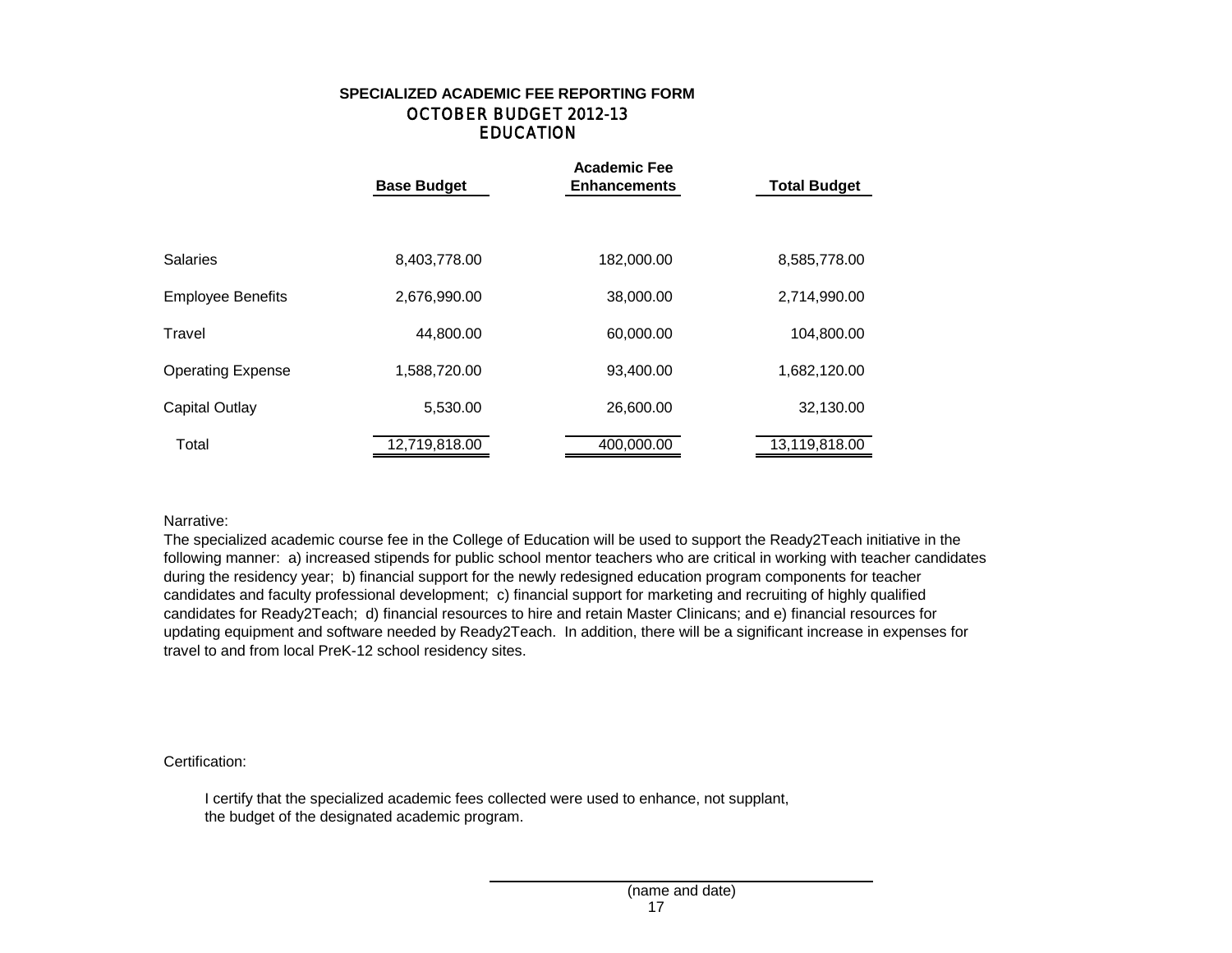# SPECIALIZED ACADEMIC FEE REPORTING FORM
## OCTOBER BUDGET 2012-13
## EDUCATION

| | Base Budget | Academic Fee Enhancements | Total Budget |
| --- | --- | --- | --- |
| Salaries | 8,403,778.00 | 182,000.00 | 8,585,778.00 |
| Employee Benefits | 2,676,990.00 | 38,000.00 | 2,714,990.00 |
| Travel | 44,800.00 | 60,000.00 | 104,800.00 |
| Operating Expense | 1,588,720.00 | 93,400.00 | 1,682,120.00 |
| Capital Outlay | 5,530.00 | 26,600.00 | 32,130.00 |
| Total | 12,719,818.00 | 400,000.00 | 13,119,818.00 |

Narrative:

The specialized academic course fee in the College of Education will be used to support the Ready2Teach initiative in the following manner: a) increased stipends for public school mentor teachers who are critical in working with teacher candidates during the residency year; b) financial support for the newly redesigned education program components for teacher candidates and faculty professional development; c) financial support for marketing and recruiting of highly qualified candidates for Ready2Teach; d) financial resources to hire and retain Master Clinicans; and e) financial resources for updating equipment and software needed by Ready2Teach. In addition, there will be a significant increase in expenses for travel to and from local PreK-12 school residency sites.

Certification:

I certify that the specialized academic fees collected were used to enhance, not supplant, the budget of the designated academic program.

\_\_\_\_\_\_\_\_\_\_\_\_\_\_\_\_\_\_\_\_\_\_\_\_\_\_\_\_\_\_\_\_\_\_\_\_

(name and date)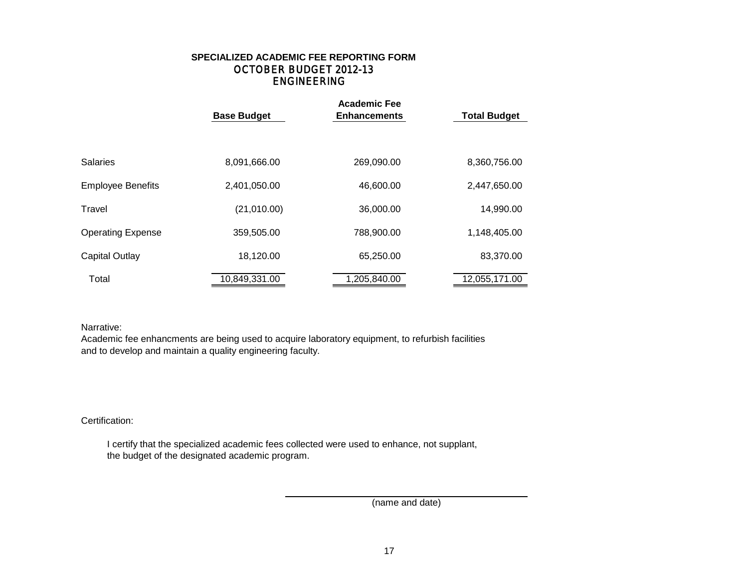**SPECIALIZED ACADEMIC FEE REPORTING FORM**
**OCTOBER BUDGET 2012-13**
**ENGINEERING**

| | Base Budget | Academic Fee Enhancements | Total Budget |
|---|---|---|---|
| Salaries | 8,091,666.00 | 269,090.00 | 8,360,756.00 |
| Employee Benefits | 2,401,050.00 | 46,600.00 | 2,447,650.00 |
| Travel | (21,010.00) | 36,000.00 | 14,990.00 |
| Operating Expense | 359,505.00 | 788,900.00 | 1,148,405.00 |
| Capital Outlay | 18,120.00 | 65,250.00 | 83,370.00 |
| Total | 10,849,331.00 | 1,205,840.00 | 12,055,171.00 |

Narrative:
Academic fee enhancments are being used to acquire laboratory equipment, to refurbish facilities and to develop and maintain a quality engineering faculty.

Certification:

I certify that the specialized academic fees collected were used to enhance, not supplant, the budget of the designated academic program.

______________________________
(name and date)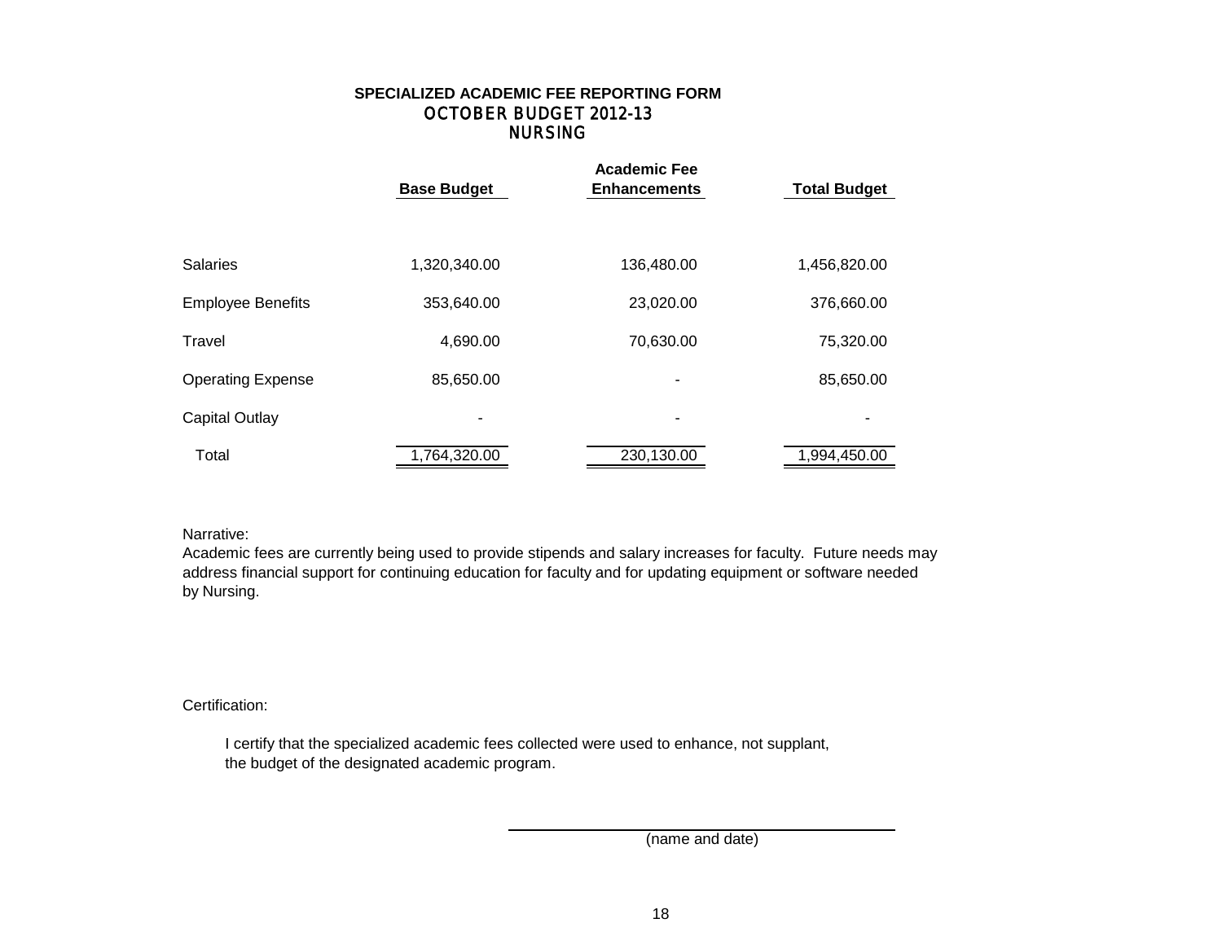# SPECIALIZED ACADEMIC FEE REPORTING FORM
## OCTOBER BUDGET 2012-13
## NURSING

| | Base Budget | Academic Fee Enhancements | Total Budget |
|---|---|---|---|
| Salaries | 1,320,340.00 | 136,480.00 | 1,456,820.00 |
| Employee Benefits | 353,640.00 | 23,020.00 | 376,660.00 |
| Travel | 4,690.00 | 70,630.00 | 75,320.00 |
| Operating Expense | 85,650.00 | - | 85,650.00 |
| Capital Outlay | - | - | - |
| Total | 1,764,320.00 | 230,130.00 | 1,994,450.00 |

Narrative:
Academic fees are currently being used to provide stipends and salary increases for faculty. Future needs may address financial support for continuing education for faculty and for updating equipment or software needed by Nursing.

Certification:

I certify that the specialized academic fees collected were used to enhance, not supplant, the budget of the designated academic program.

\_\_\_\_\_\_\_\_\_\_\_\_\_\_\_\_\_\_\_\_\_\_\_\_\_\_\_\_\_\_\_\_\_\_\_\_\_\_\_\_
(name and date)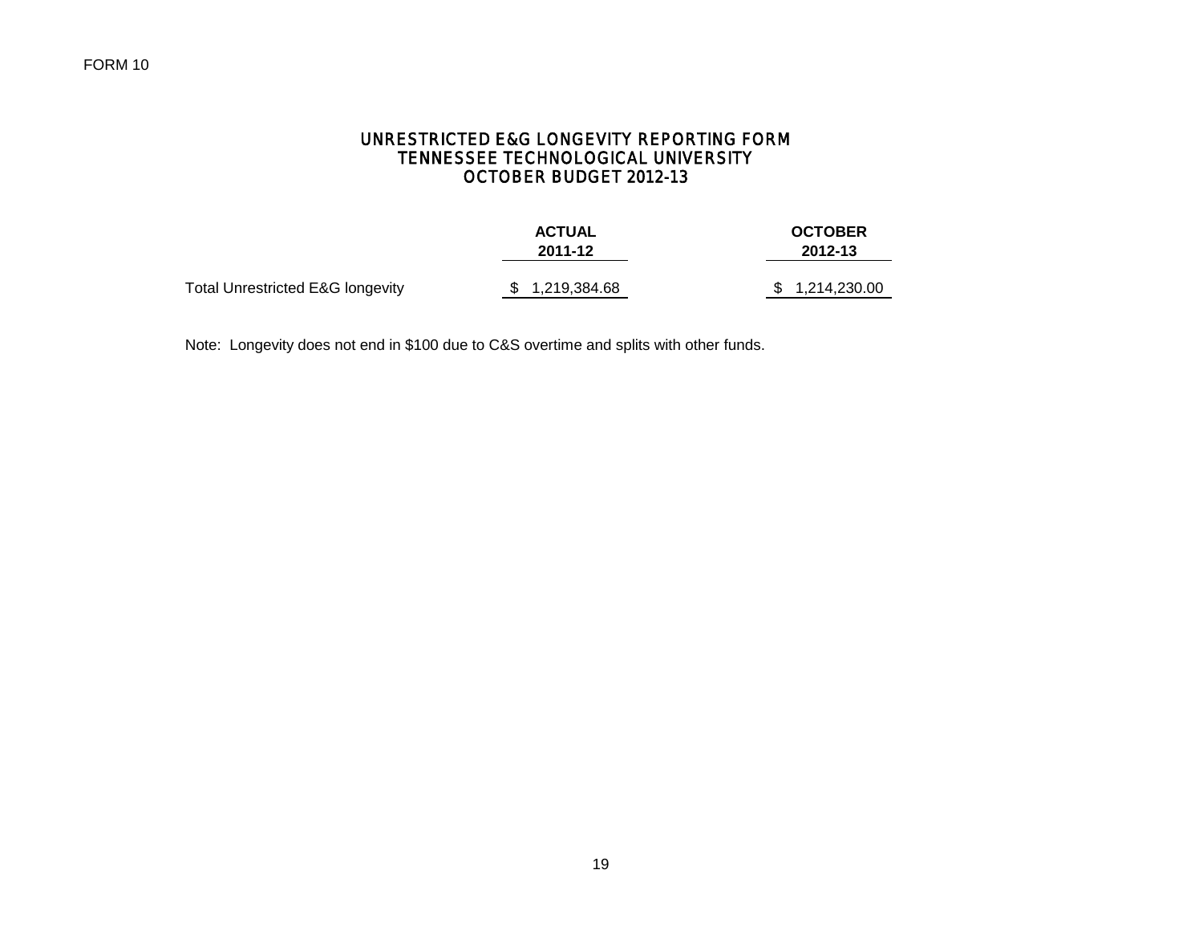FORM 10

# UNRESTRICTED E&G LONGEVITY REPORTING FORM
## TENNESSEE TECHNOLOGICAL UNIVERSITY
## OCTOBER BUDGET 2012-13

| | ACTUAL 2011-12 | OCTOBER 2012-13 |
|---|---|---|
| Total Unrestricted E&G longevity | $ 1,219,384.68 | $ 1,214,230.00 |

Note: Longevity does not end in $100 due to C&S overtime and splits with other funds.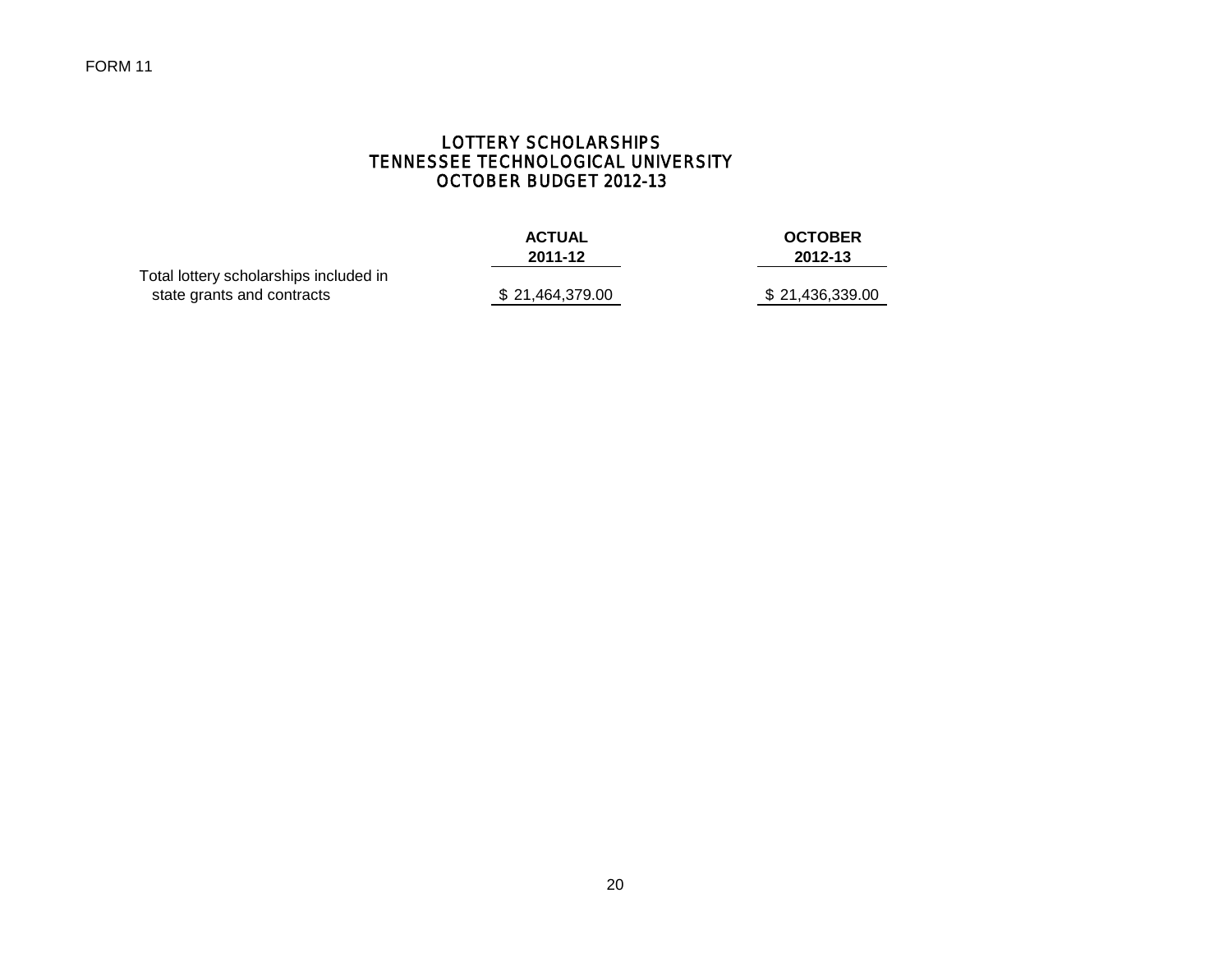FORM 11

# LOTTERY SCHOLARSHIPS
# TENNESSEE TECHNOLOGICAL UNIVERSITY
# OCTOBER BUDGET 2012-13

| | ACTUAL 2011-12 | OCTOBER 2012-13 |
|---|---|---|
| Total lottery scholarships included in state grants and contracts | $ 21,464,379.00 | $ 21,436,339.00 |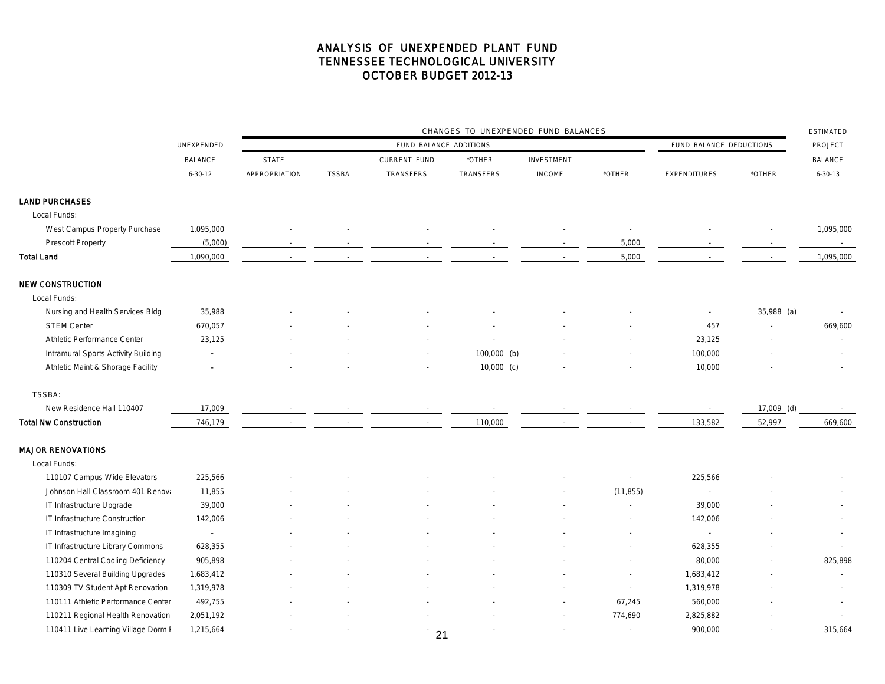# ANALYSIS OF UNEXPENDED PLANT FUND
## TENNESSEE TECHNOLOGICAL UNIVERSITY
## OCTOBER BUDGET 2012-13

| | UNEXPENDED BALANCE 6-30-12 | CHANGES TO UNEXPENDED FUND BALANCES | | | | | | | | ESTIMATED PROJECT BALANCE 6-30-13 |
|---|---|---|---|---|---|---|---|---|---|---|
| | | FUND BALANCE ADDITIONS | | | | | | FUND BALANCE DEDUCTIONS | | |
| | | STATE APPROPRIATION | TSSBA | CURRENT FUND TRANSFERS | *OTHER TRANSFERS | INVESTMENT INCOME | *OTHER | EXPENDITURES | *OTHER | |
| **LAND PURCHASES** | | | | | | | | | | |
| Local Funds: | | | | | | | | | | |
| West Campus Property Purchase | 1,095,000 | - | - | - | - | - | - | - | - | 1,095,000 |
| Prescott Property | (5,000) | - | - | - | - | - | 5,000 | - | - | - |
| **Total Land** | 1,090,000 | - | - | - | - | - | 5,000 | - | - | 1,095,000 |
| **NEW CONSTRUCTION** | | | | | | | | | | |
| Local Funds: | | | | | | | | | | |
| Nursing and Health Services Bldg | 35,988 | - | - | - | - | - | - | - | 35,988 (a) | - |
| STEM Center | 670,057 | - | - | - | - | - | - | 457 | - | 669,600 |
| Athletic Performance Center | 23,125 | - | - | - | - | - | - | 23,125 | - | - |
| Intramural Sports Activity Building | - | - | - | - | 100,000 (b) | - | - | 100,000 | - | - |
| Athletic Maint & Shorage Facility | - | - | - | - | 10,000 (c) | - | - | 10,000 | - | - |
| TSSBA: | | | | | | | | | | |
| New Residence Hall 110407 | 17,009 | - | - | - | - | - | - | - | 17,009 (d) | - |
| **Total Nw Construction** | 746,179 | - | - | - | 110,000 | - | - | 133,582 | 52,997 | 669,600 |
| **MAJOR RENOVATIONS** | | | | | | | | | | |
| Local Funds: | | | | | | | | | | |
| 110107 Campus Wide Elevators | 225,566 | - | - | - | - | - | - | 225,566 | - | - |
| Johnson Hall Classroom 401 Renova | 11,855 | - | - | - | - | - | (11,855) | - | - | - |
| IT Infrastructure Upgrade | 39,000 | - | - | - | - | - | - | 39,000 | - | - |
| IT Infrastructure Construction | 142,006 | - | - | - | - | - | - | 142,006 | - | - |
| IT Infrastructure Imagining | - | - | - | - | - | - | - | - | - | - |
| IT Infrastructure Library Commons | 628,355 | - | - | - | - | - | - | 628,355 | - | - |
| 110204 Central Cooling Deficiency | 905,898 | - | - | - | - | - | - | 80,000 | - | 825,898 |
| 110310 Several Building Upgrades | 1,683,412 | - | - | - | - | - | - | 1,683,412 | - | - |
| 110309 TV Student Apt Renovation | 1,319,978 | - | - | - | - | - | - | 1,319,978 | - | - |
| 110111 Athletic Performance Center | 492,755 | - | - | - | - | - | 67,245 | 560,000 | - | - |
| 110211 Regional Health Renovation | 2,051,192 | - | - | - | - | - | 774,690 | 2,825,882 | - | - |
| 110411 Live Learning Village Dorm F | 1,215,664 | - | - | - | - | - | - | 900,000 | - | 315,664 |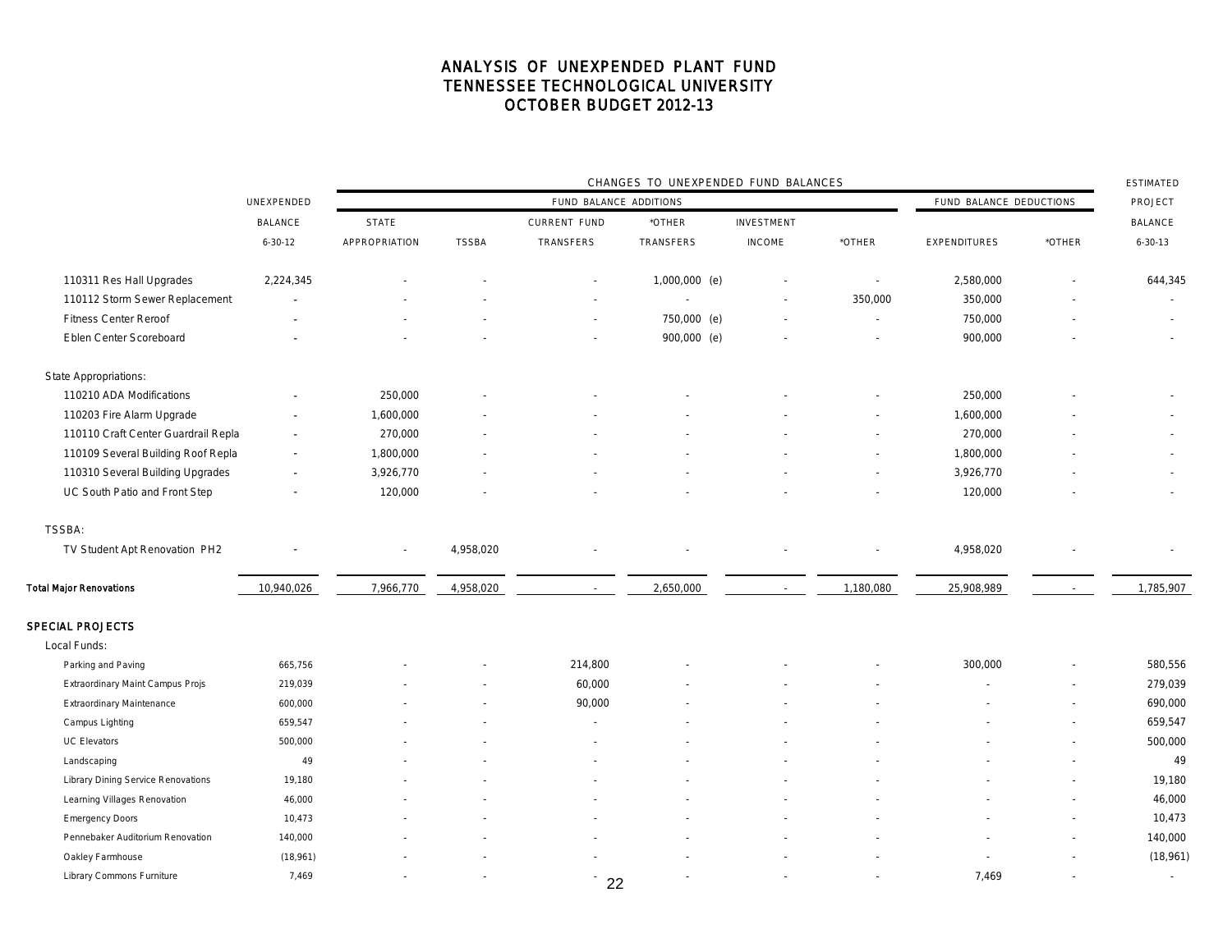# ANALYSIS OF UNEXPENDED PLANT FUND
## TENNESSEE TECHNOLOGICAL UNIVERSITY
### OCTOBER BUDGET 2012-13

| | UNEXPENDED BALANCE 6-30-12 | CHANGES TO UNEXPENDED FUND BALANCES | | | | | | | | ESTIMATED PROJECT BALANCE 6-30-13 |
|---|---|---|---|---|---|---|---|---|---|---|
| | | FUND BALANCE ADDITIONS | | | | | | FUND BALANCE DEDUCTIONS | | |
| | | STATE APPROPRIATION | TSSBA | CURRENT FUND TRANSFERS | *OTHER TRANSFERS | INVESTMENT INCOME | *OTHER | EXPENDITURES | *OTHER | |
| 110311 Res Hall Upgrades | 2,224,345 | - | - | - | 1,000,000 (e) | - | - | 2,580,000 | - | 644,345 |
| 110112 Storm Sewer Replacement | - | - | - | - | - | - | 350,000 | 350,000 | - | - |
| Fitness Center Reroof | - | - | - | - | 750,000 (e) | - | - | 750,000 | - | - |
| Eblen Center Scoreboard | - | - | - | - | 900,000 (e) | - | - | 900,000 | - | - |
| State Appropriations: | | | | | | | | | | |
| 110210 ADA Modifications | - | 250,000 | - | - | - | - | - | 250,000 | - | - |
| 110203 Fire Alarm Upgrade | - | 1,600,000 | - | - | - | - | - | 1,600,000 | - | - |
| 110110 Craft Center Guardrail Repla | - | 270,000 | - | - | - | - | - | 270,000 | - | - |
| 110109 Several Building Roof Repla | - | 1,800,000 | - | - | - | - | - | 1,800,000 | - | - |
| 110310 Several Building Upgrades | - | 3,926,770 | - | - | - | - | - | 3,926,770 | - | - |
| UC South Patio and Front Step | - | 120,000 | - | - | - | - | - | 120,000 | - | - |
| TSSBA: | | | | | | | | | | |
| TV Student Apt Renovation PH2 | - | - | 4,958,020 | - | - | - | - | 4,958,020 | - | - |
| **Total Major Renovations** | 10,940,026 | 7,966,770 | 4,958,020 | - | 2,650,000 | - | 1,180,080 | 25,908,989 | - | 1,785,907 |
| **SPECIAL PROJECTS** | | | | | | | | | | |
| Local Funds: | | | | | | | | | | |
| Parking and Paving | 665,756 | - | - | 214,800 | - | - | - | 300,000 | - | 580,556 |
| Extraordinary Maint Campus Projs | 219,039 | - | - | 60,000 | - | - | - | - | - | 279,039 |
| Extraordinary Maintenance | 600,000 | - | - | 90,000 | - | - | - | - | - | 690,000 |
| Campus Lighting | 659,547 | - | - | - | - | - | - | - | - | 659,547 |
| UC Elevators | 500,000 | - | - | - | - | - | - | - | - | 500,000 |
| Landscaping | 49 | - | - | - | - | - | - | - | - | 49 |
| Library Dining Service Renovations | 19,180 | - | - | - | - | - | - | - | - | 19,180 |
| Learning Villages Renovation | 46,000 | - | - | - | - | - | - | - | - | 46,000 |
| Emergency Doors | 10,473 | - | - | - | - | - | - | - | - | 10,473 |
| Pennebaker Auditorium Renovation | 140,000 | - | - | - | - | - | - | - | - | 140,000 |
| Oakley Farmhouse | (18,961) | - | - | - | - | - | - | - | - | (18,961) |
| Library Commons Furniture | 7,469 | - | - | - | - | - | - | 7,469 | - | - |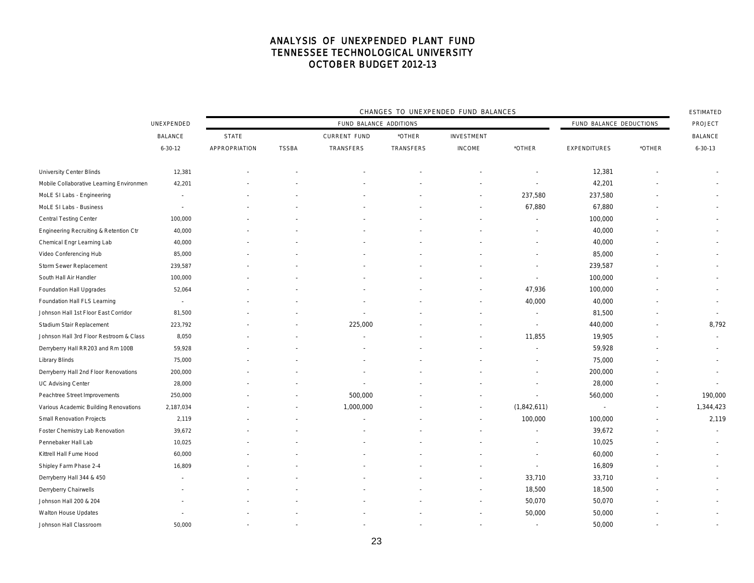# ANALYSIS OF UNEXPENDED PLANT FUND
# TENNESSEE TECHNOLOGICAL UNIVERSITY
# OCTOBER BUDGET 2012-13

| | UNEXPENDED BALANCE 6-30-12 | CHANGES TO UNEXPENDED FUND BALANCES | | | | | | | | ESTIMATED PROJECT BALANCE 6-30-13 |
|---|---|---|---|---|---|---|---|---|---|---|
| | | FUND BALANCE ADDITIONS | | | | | | FUND BALANCE DEDUCTIONS | | |
| | | STATE APPROPRIATION | TSSBA | CURRENT FUND TRANSFERS | *OTHER TRANSFERS | INVESTMENT INCOME | *OTHER | EXPENDITURES | *OTHER | |
| University Center Blinds | 12,381 | - | - | - | - | - | - | 12,381 | - | - |
| Mobile Collaborative Learning Environmen | 42,201 | - | - | - | - | - | - | 42,201 | - | - |
| MoLE SI Labs - Engineering | - | - | - | - | - | - | 237,580 | 237,580 | - | - |
| MoLE SI Labs - Business | - | - | - | - | - | - | 67,880 | 67,880 | - | - |
| Central Testing Center | 100,000 | - | - | - | - | - | - | 100,000 | - | - |
| Engineering Recruiting & Retention Ctr | 40,000 | - | - | - | - | - | - | 40,000 | - | - |
| Chemical Engr Learning Lab | 40,000 | - | - | - | - | - | - | 40,000 | - | - |
| Video Conferencing Hub | 85,000 | - | - | - | - | - | - | 85,000 | - | - |
| Storm Sewer Replacement | 239,587 | - | - | - | - | - | - | 239,587 | - | - |
| South Hall Air Handler | 100,000 | - | - | - | - | - | - | 100,000 | - | - |
| Foundation Hall Upgrades | 52,064 | - | - | - | - | - | 47,936 | 100,000 | - | - |
| Foundation Hall FLS Learning | - | - | - | - | - | - | 40,000 | 40,000 | - | - |
| Johnson Hall 1st Floor East Corridor | 81,500 | - | - | - | - | - | - | 81,500 | - | - |
| Stadium Stair Replacement | 223,792 | - | - | 225,000 | - | - | - | 440,000 | - | 8,792 |
| Johnson Hall 3rd Floor Restroom & Class | 8,050 | - | - | - | - | - | 11,855 | 19,905 | - | - |
| Derryberry Hall RR203 and Rm 100B | 59,928 | - | - | - | - | - | - | 59,928 | - | - |
| Library Blinds | 75,000 | - | - | - | - | - | - | 75,000 | - | - |
| Derryberry Hall 2nd Floor Renovations | 200,000 | - | - | - | - | - | - | 200,000 | - | - |
| UC Advising Center | 28,000 | - | - | - | - | - | - | 28,000 | - | - |
| Peachtree Street Improvements | 250,000 | - | - | 500,000 | - | - | - | 560,000 | - | 190,000 |
| Various Academic Building Renovations | 2,187,034 | - | - | 1,000,000 | - | - | (1,842,611) | - | - | 1,344,423 |
| Small Renovation Projects | 2,119 | - | - | - | - | - | 100,000 | 100,000 | - | 2,119 |
| Foster Chemistry Lab Renovation | 39,672 | - | - | - | - | - | - | 39,672 | - | - |
| Pennebaker Hall Lab | 10,025 | - | - | - | - | - | - | 10,025 | - | - |
| Kittrell Hall Fume Hood | 60,000 | - | - | - | - | - | - | 60,000 | - | - |
| Shipley Farm Phase 2-4 | 16,809 | - | - | - | - | - | - | 16,809 | - | - |
| Derryberry Hall 344 & 450 | - | - | - | - | - | - | 33,710 | 33,710 | - | - |
| Derryberry Chairwells | - | - | - | - | - | - | 18,500 | 18,500 | - | - |
| Johnson Hall 200 & 204 | - | - | - | - | - | - | 50,070 | 50,070 | - | - |
| Walton House Updates | - | - | - | - | - | - | 50,000 | 50,000 | - | - |
| Johnson Hall Classroom | 50,000 | - | - | - | - | - | - | 50,000 | - | - |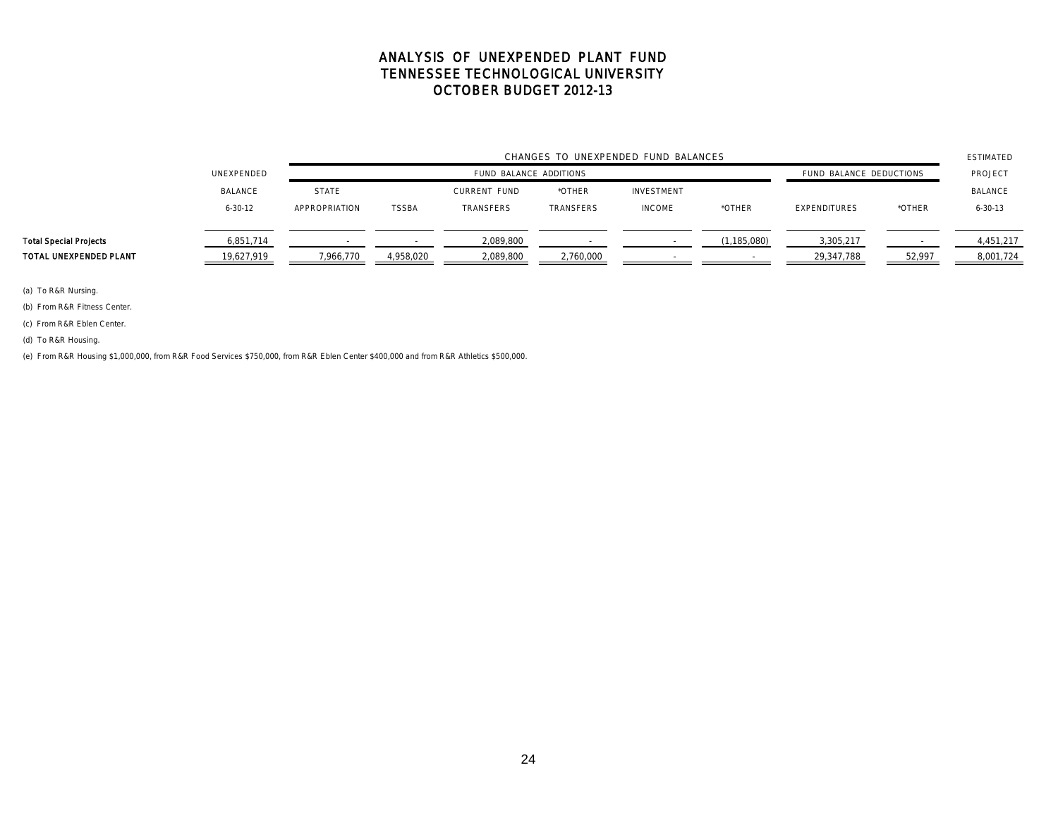# ANALYSIS OF UNEXPENDED PLANT FUND
# TENNESSEE TECHNOLOGICAL UNIVERSITY
# OCTOBER BUDGET 2012-13

| | UNEXPENDED BALANCE 6-30-12 | CHANGES TO UNEXPENDED FUND BALANCES | | | | | | | | ESTIMATED PROJECT BALANCE 6-30-13 |
|---|---|---|---|---|---|---|---|---|---|---|
| | | FUND BALANCE ADDITIONS | | | | | | FUND BALANCE DEDUCTIONS | | |
| | | STATE APPROPRIATION | TSSBA | CURRENT FUND TRANSFERS | *OTHER TRANSFERS | INVESTMENT INCOME | *OTHER | EXPENDITURES | *OTHER | |
| **Total Special Projects** | 6,851,714 | - | - | 2,089,800 | - | - | (1,185,080) | 3,305,217 | - | 4,451,217 |
| **TOTAL UNEXPENDED PLANT** | 19,627,919 | 7,966,770 | 4,958,020 | 2,089,800 | 2,760,000 | - | - | 29,347,788 | 52,997 | 8,001,724 |

(a) To R&R Nursing.

(b) From R&R Fitness Center.

(c) From R&R Eblen Center.

(d) To R&R Housing.

(e) From R&R Housing $1,000,000, from R&R Food Services $750,000, from R&R Eblen Center $400,000 and from R&R Athletics $500,000.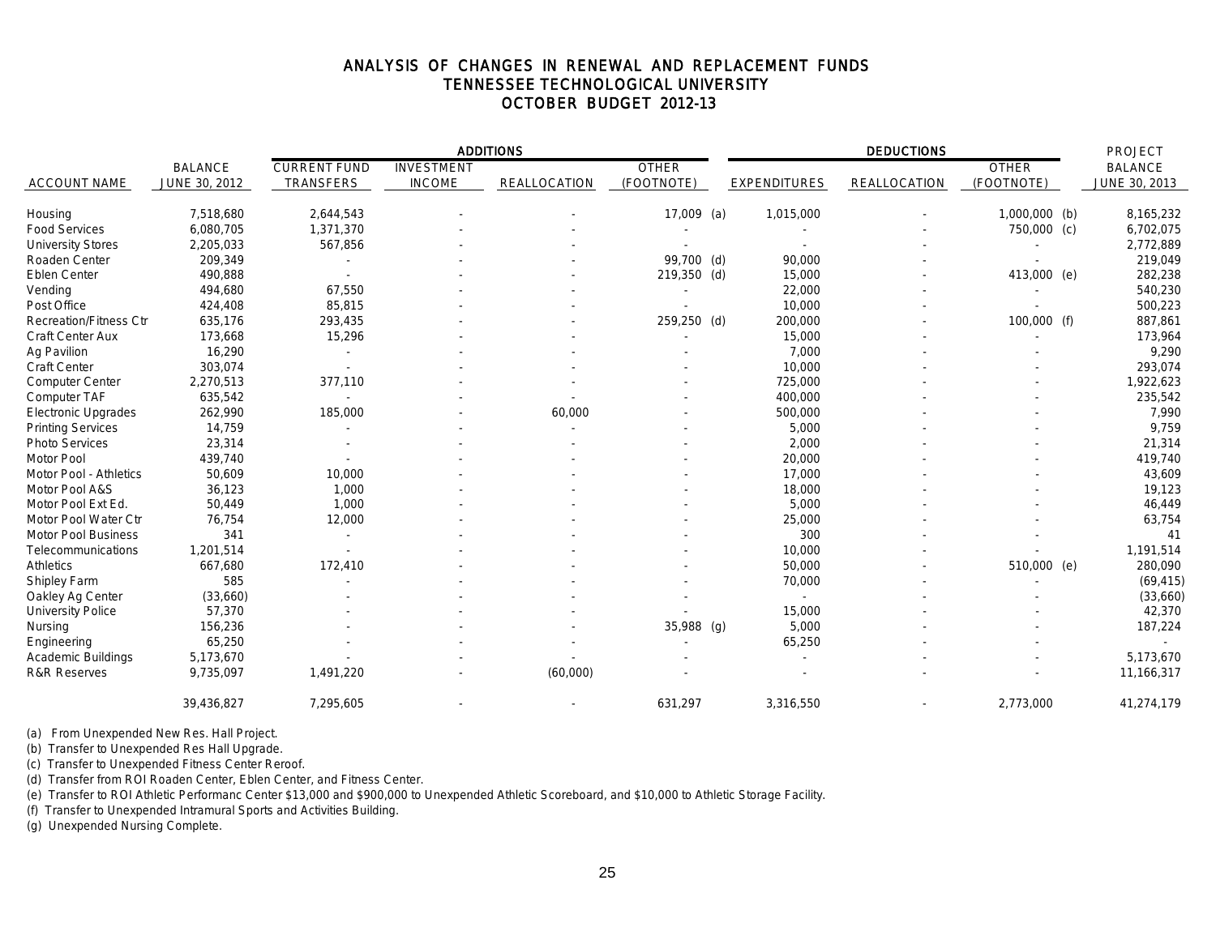# ANALYSIS OF CHANGES IN RENEWAL AND REPLACEMENT FUNDS
## TENNESSEE TECHNOLOGICAL UNIVERSITY
## OCTOBER BUDGET 2012-13

| | | ADDITIONS | | | | DEDUCTIONS | | | PROJECT |
|---|---|---|---|---|---|---|---|---|---|
| ACCOUNT NAME | BALANCE JUNE 30, 2012 | CURRENT FUND TRANSFERS | INVESTMENT INCOME | REALLOCATION | OTHER (FOOTNOTE) | EXPENDITURES | REALLOCATION | OTHER (FOOTNOTE) | BALANCE JUNE 30, 2013 |
| Housing | 7,518,680 | 2,644,543 | - | - | 17,009 (a) | 1,015,000 | - | 1,000,000 (b) | 8,165,232 |
| Food Services | 6,080,705 | 1,371,370 | - | - | - | - | - | 750,000 (c) | 6,702,075 |
| University Stores | 2,205,033 | 567,856 | - | - | - | - | - | - | 2,772,889 |
| Roaden Center | 209,349 | - | - | - | 99,700 (d) | 90,000 | - | - | 219,049 |
| Eblen Center | 490,888 | - | - | - | 219,350 (d) | 15,000 | - | 413,000 (e) | 282,238 |
| Vending | 494,680 | 67,550 | - | - | - | 22,000 | - | - | 540,230 |
| Post Office | 424,408 | 85,815 | - | - | - | 10,000 | - | - | 500,223 |
| Recreation/Fitness Ctr | 635,176 | 293,435 | - | - | 259,250 (d) | 200,000 | - | 100,000 (f) | 887,861 |
| Craft Center Aux | 173,668 | 15,296 | - | - | - | 15,000 | - | - | 173,964 |
| Ag Pavilion | 16,290 | - | - | - | - | 7,000 | - | - | 9,290 |
| Craft Center | 303,074 | - | - | - | - | 10,000 | - | - | 293,074 |
| Computer Center | 2,270,513 | 377,110 | - | - | - | 725,000 | - | - | 1,922,623 |
| Computer TAF | 635,542 | - | - | - | - | 400,000 | - | - | 235,542 |
| Electronic Upgrades | 262,990 | 185,000 | - | 60,000 | - | 500,000 | - | - | 7,990 |
| Printing Services | 14,759 | - | - | - | - | 5,000 | - | - | 9,759 |
| Photo Services | 23,314 | - | - | - | - | 2,000 | - | - | 21,314 |
| Motor Pool | 439,740 | - | - | - | - | 20,000 | - | - | 419,740 |
| Motor Pool - Athletics | 50,609 | 10,000 | - | - | - | 17,000 | - | - | 43,609 |
| Motor Pool A&S | 36,123 | 1,000 | - | - | - | 18,000 | - | - | 19,123 |
| Motor Pool Ext Ed. | 50,449 | 1,000 | - | - | - | 5,000 | - | - | 46,449 |
| Motor Pool Water Ctr | 76,754 | 12,000 | - | - | - | 25,000 | - | - | 63,754 |
| Motor Pool Business | 341 | - | - | - | - | 300 | - | - | 41 |
| Telecommunications | 1,201,514 | - | - | - | - | 10,000 | - | - | 1,191,514 |
| Athletics | 667,680 | 172,410 | - | - | - | 50,000 | - | 510,000 (e) | 280,090 |
| Shipley Farm | 585 | - | - | - | - | 70,000 | - | - | (69,415) |
| Oakley Ag Center | (33,660) | - | - | - | - | - | - | - | (33,660) |
| University Police | 57,370 | - | - | - | - | 15,000 | - | - | 42,370 |
| Nursing | 156,236 | - | - | - | 35,988 (g) | 5,000 | - | - | 187,224 |
| Engineering | 65,250 | - | - | - | - | 65,250 | - | - | - |
| Academic Buildings | 5,173,670 | - | - | - | - | - | - | - | 5,173,670 |
| R&R Reserves | 9,735,097 | 1,491,220 | - | (60,000) | - | - | - | - | 11,166,317 |
| | 39,436,827 | 7,295,605 | - | - | 631,297 | 3,316,550 | - | 2,773,000 | 41,274,179 |

(a) From Unexpended New Res. Hall Project.

(b) Transfer to Unexpended Res Hall Upgrade.

(c) Transfer to Unexpended Fitness Center Reroof.

(d) Transfer from ROI Roaden Center, Eblen Center, and Fitness Center.

(e) Transfer to ROI Athletic Performanc Center $13,000 and $900,000 to Unexpended Athletic Scoreboard, and $10,000 to Athletic Storage Facility.

(f) Transfer to Unexpended Intramural Sports and Activities Building.

(g) Unexpended Nursing Complete.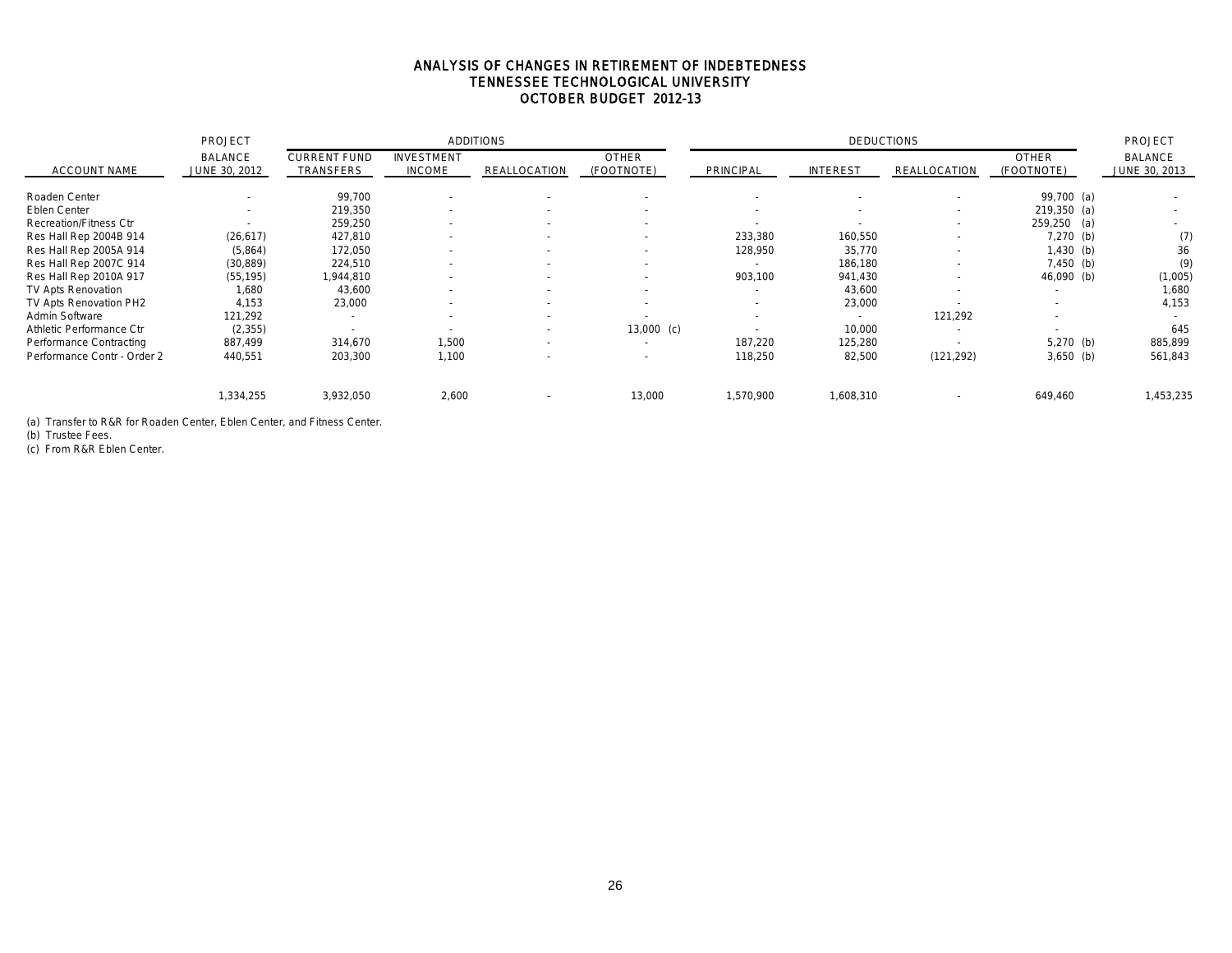# ANALYSIS OF CHANGES IN RETIREMENT OF INDEBTEDNESS
## TENNESSEE TECHNOLOGICAL UNIVERSITY
## OCTOBER BUDGET 2012-13

| ACCOUNT NAME | PROJECT BALANCE JUNE 30, 2012 | ADDITIONS CURRENT FUND TRANSFERS | ADDITIONS INVESTMENT INCOME | ADDITIONS REALLOCATION | ADDITIONS OTHER (FOOTNOTE) | DEDUCTIONS PRINCIPAL | DEDUCTIONS INTEREST | DEDUCTIONS REALLOCATION | DEDUCTIONS OTHER (FOOTNOTE) | PROJECT BALANCE JUNE 30, 2013 |
|---|---|---|---|---|---|---|---|---|---|---|
| Roaden Center | - | 99,700 | - | - | - | - | - | - | 99,700 (a) | - |
| Eblen Center | - | 219,350 | - | - | - | - | - | - | 219,350 (a) | - |
| Recreation/Fitness Ctr | - | 259,250 | - | - | - | - | - | - | 259,250 (a) | - |
| Res Hall Rep 2004B 914 | (26,617) | 427,810 | - | - | - | 233,380 | 160,550 | - | 7,270 (b) | (7) |
| Res Hall Rep 2005A 914 | (5,864) | 172,050 | - | - | - | 128,950 | 35,770 | - | 1,430 (b) | 36 |
| Res Hall Rep 2007C 914 | (30,889) | 224,510 | - | - | - | - | 186,180 | - | 7,450 (b) | (9) |
| Res Hall Rep 2010A 917 | (55,195) | 1,944,810 | - | - | - | 903,100 | 941,430 | - | 46,090 (b) | (1,005) |
| TV Apts Renovation | 1,680 | 43,600 | - | - | - | - | 43,600 | - | - | 1,680 |
| TV Apts Renovation PH2 | 4,153 | 23,000 | - | - | - | - | 23,000 | - | - | 4,153 |
| Admin Software | 121,292 | - | - | - | - | - | - | 121,292 | - | - |
| Athletic Performance Ctr | (2,355) | - | - | - | 13,000 (c) | - | 10,000 | - | - | 645 |
| Performance Contracting | 887,499 | 314,670 | 1,500 | - | - | 187,220 | 125,280 | - | 5,270 (b) | 885,899 |
| Performance Contr - Order 2 | 440,551 | 203,300 | 1,100 | - | - | 118,250 | 82,500 | (121,292) | 3,650 (b) | 561,843 |
| | 1,334,255 | 3,932,050 | 2,600 | - | 13,000 | 1,570,900 | 1,608,310 | - | 649,460 | 1,453,235 |

(a) Transfer to R&R for Roaden Center, Eblen Center, and Fitness Center.
(b) Trustee Fees.
(c) From R&R Eblen Center.